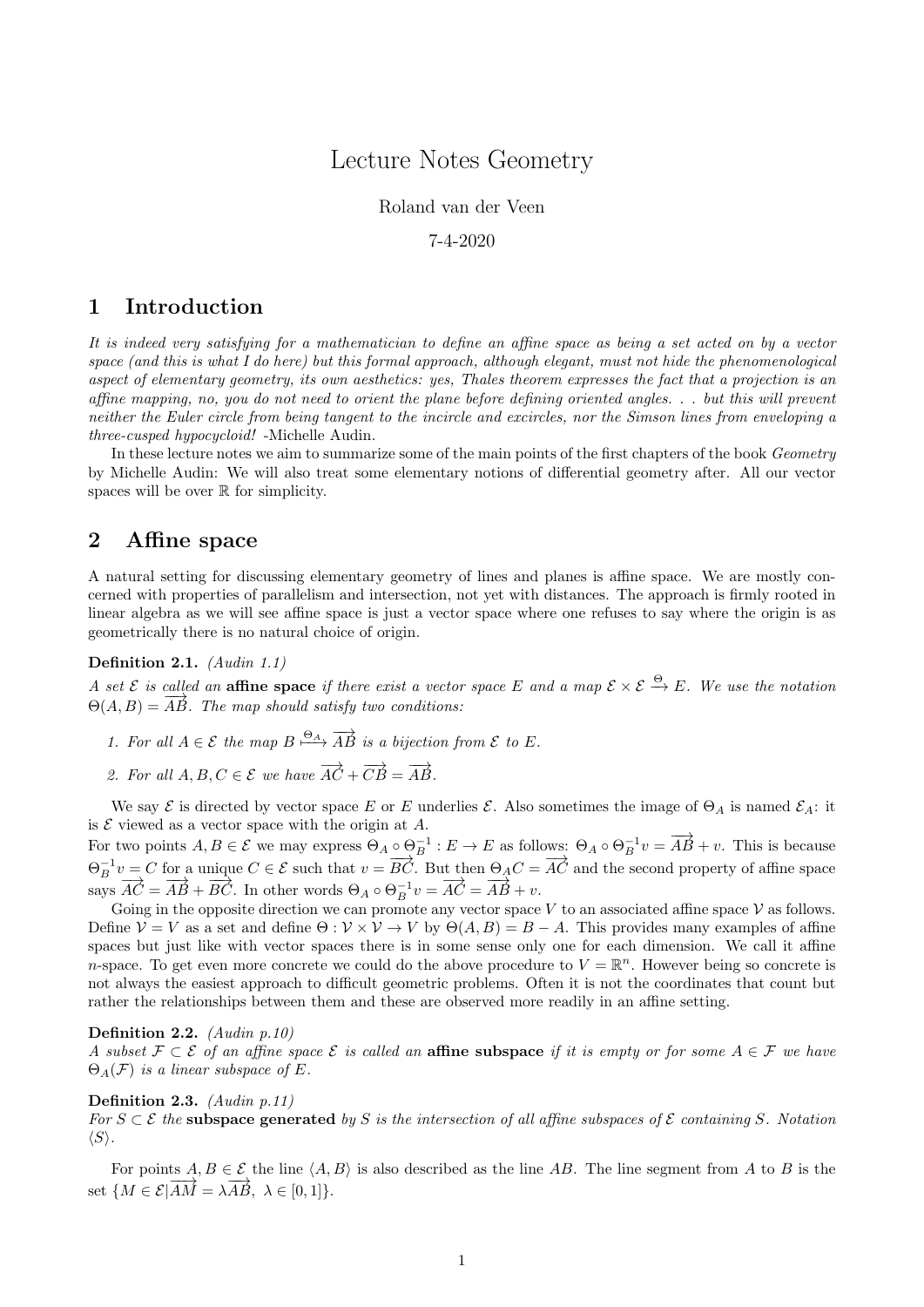# Lecture Notes Geometry

Roland van der Veen

7-4-2020

## 1 Introduction

*It is indeed very satisfying for a mathematician to define an affine space as being a set acted on by a vector space (and this is what I do here) but this formal approach, although elegant, must not hide the phenomenological aspect of elementary geometry, its own aesthetics: yes, Thales theorem expresses the fact that a projection is an affine mapping, no, you do not need to orient the plane before defining oriented angles. . . but this will prevent neither the Euler circle from being tangent to the incircle and excircles, nor the Simson lines from enveloping a three-cusped hypocycloid!* -Michelle Audin.

In these lecture notes we aim to summarize some of the main points of the first chapters of the book *Geometry* by Michelle Audin: We will also treat some elementary notions of differential geometry after. All our vector spaces will be over $\mathbb{R}$ for simplicity.

## 2 Affine space

A natural setting for discussing elementary geometry of lines and planes is affine space. We are mostly concerned with properties of parallelism and intersection, not yet with distances. The approach is firmly rooted in linear algebra as we will see affine space is just a vector space where one refuses to say where the origin is as geometrically there is no natural choice of origin.

**Definition 2.1.** *(Audin 1.1)*
*A set $\mathcal{E}$ is called an* **affine space** *if there exist a vector space $E$ and a map $\mathcal{E} \times \mathcal{E} \xrightarrow{\Theta} E$. We use the notation $\Theta(A, B) = \overrightarrow{AB}$. The map should satisfy two conditions:*

1. *For all $A \in \mathcal{E}$ the map $B \overset{\Theta_A}{\longmapsto} \overrightarrow{AB}$ is a bijection from $\mathcal{E}$ to $E$.*
2. *For all $A, B, C \in \mathcal{E}$ we have $\overrightarrow{AC} + \overrightarrow{CB} = \overrightarrow{AB}$.*

We say $\mathcal{E}$ is directed by vector space $E$ or $E$ underlies $\mathcal{E}$. Also sometimes the image of $\Theta_A$ is named $\mathcal{E}_A$: it is $\mathcal{E}$ viewed as a vector space with the origin at $A$.

For two points $A, B \in \mathcal{E}$ we may express $\Theta_A \circ \Theta_B^{-1} : E \to E$ as follows: $\Theta_A \circ \Theta_B^{-1} v = \overrightarrow{AB} + v$. This is because $\Theta_B^{-1} v = C$ for a unique $C \in \mathcal{E}$ such that $v = \overrightarrow{BC}$. But then $\Theta_A C = \overrightarrow{AC}$ and the second property of affine space says $\overrightarrow{AC} = \overrightarrow{AB} + \overrightarrow{BC}$. In other words $\Theta_A \circ \Theta_B^{-1} v = \overrightarrow{AC} = \overrightarrow{AB} + v$.

Going in the opposite direction we can promote any vector space $V$ to an associated affine space $\mathcal{V}$ as follows. Define $\mathcal{V} = V$ as a set and define $\Theta : \mathcal{V} \times \mathcal{V} \to V$ by $\Theta(A, B) = B - A$. This provides many examples of affine spaces but just like with vector spaces there is in some sense only one for each dimension. We call it affine $n$-space. To get even more concrete we could do the above procedure to $V = \mathbb{R}^n$. However being so concrete is not always the easiest approach to difficult geometric problems. Often it is not the coordinates that count but rather the relationships between them and these are observed more readily in an affine setting.

**Definition 2.2.** *(Audin p.10)*
*A subset $\mathcal{F} \subset \mathcal{E}$ of an affine space $\mathcal{E}$ is called an* **affine subspace** *if it is empty or for some $A \in \mathcal{F}$ we have $\Theta_A(\mathcal{F})$ is a linear subspace of $E$.*

**Definition 2.3.** *(Audin p.11)*
*For $S \subset \mathcal{E}$ the* **subspace generated** *by $S$ is the intersection of all affine subspaces of $\mathcal{E}$ containing $S$. Notation $\langle S \rangle$.*

For points $A, B \in \mathcal{E}$ the line $\langle A, B \rangle$ is also described as the line $AB$. The line segment from $A$ to $B$ is the set $\{M \in \mathcal{E} | \overrightarrow{AM} = \lambda \overrightarrow{AB},\ \lambda \in [0, 1]\}$.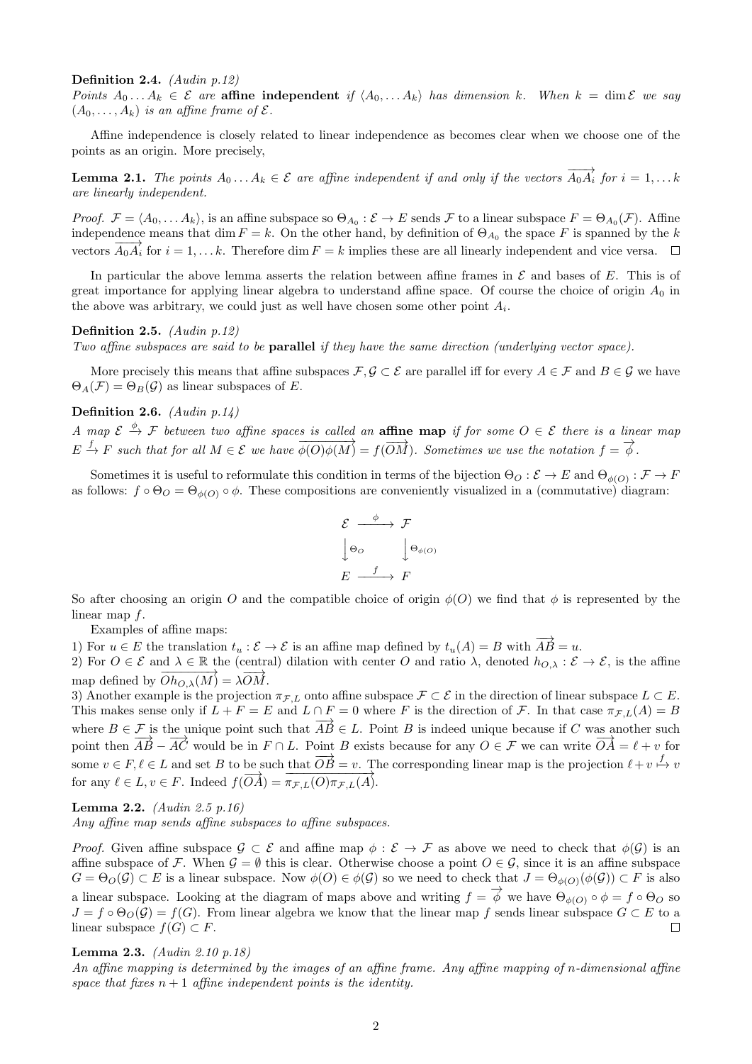**Definition 2.4.** *(Audin p.12)*
*Points $A_0 \dots A_k \in \mathcal{E}$ are* **affine independent** *if $\langle A_0, \dots A_k\rangle$ has dimension $k$. When $k = \dim \mathcal{E}$ we say $(A_0, \dots, A_k)$ is an affine frame of $\mathcal{E}$.*

Affine independence is closely related to linear independence as becomes clear when we choose one of the points as an origin. More precisely,

**Lemma 2.1.** *The points $A_0 \dots A_k \in \mathcal{E}$ are affine independent if and only if the vectors $\overrightarrow{A_0A_i}$ for $i = 1, \dots k$ are linearly independent.*

*Proof.* $\mathcal{F} = \langle A_0, \dots A_k\rangle$, is an affine subspace so $\Theta_{A_0} : \mathcal{E} \to E$ sends $\mathcal{F}$ to a linear subspace $F = \Theta_{A_0}(\mathcal{F})$. Affine independence means that $\dim F = k$. On the other hand, by definition of $\Theta_{A_0}$ the space $F$ is spanned by the $k$ vectors $\overrightarrow{A_0A_i}$ for $i = 1, \dots k$. Therefore $\dim F = k$ implies these are all linearly independent and vice versa. $\square$

In particular the above lemma asserts the relation between affine frames in $\mathcal{E}$ and bases of $E$. This is of great importance for applying linear algebra to understand affine space. Of course the choice of origin $A_0$ in the above was arbitrary, we could just as well have chosen some other point $A_i$.

**Definition 2.5.** *(Audin p.12)*
*Two affine subspaces are said to be* **parallel** *if they have the same direction (underlying vector space).*

More precisely this means that affine subspaces $\mathcal{F}, \mathcal{G} \subset \mathcal{E}$ are parallel iff for every $A \in \mathcal{F}$ and $B \in \mathcal{G}$ we have $\Theta_A(\mathcal{F}) = \Theta_B(\mathcal{G})$ as linear subspaces of $E$.

**Definition 2.6.** *(Audin p.14)*
*A map $\mathcal{E} \xrightarrow{\phi} \mathcal{F}$ between two affine spaces is called an* **affine map** *if for some $O \in \mathcal{E}$ there is a linear map $E \xrightarrow{f} F$ such that for all $M \in \mathcal{E}$ we have $\overrightarrow{\phi(O)\phi(M)} = f(\overrightarrow{OM})$. Sometimes we use the notation $f = \overrightarrow{\phi}$.*

Sometimes it is useful to reformulate this condition in terms of the bijection $\Theta_O : \mathcal{E} \to E$ and $\Theta_{\phi(O)} : \mathcal{F} \to F$ as follows: $f \circ \Theta_O = \Theta_{\phi(O)} \circ \phi$. These compositions are conveniently visualized in a (commutative) diagram:

$$\begin{array}{ccc} \mathcal{E} & \xrightarrow{\phi} & \mathcal{F} \\ \downarrow \Theta_O & & \downarrow \Theta_{\phi(O)} \\ E & \xrightarrow{f} & F \end{array}$$

So after choosing an origin $O$ and the compatible choice of origin $\phi(O)$ we find that $\phi$ is represented by the linear map $f$.

Examples of affine maps:
1) For $u \in E$ the translation $t_u : \mathcal{E} \to \mathcal{E}$ is an affine map defined by $t_u(A) = B$ with $\overrightarrow{AB} = u$.
2) For $O \in \mathcal{E}$ and $\lambda \in \mathbb{R}$ the (central) dilation with center $O$ and ratio $\lambda$, denoted $h_{O,\lambda} : \mathcal{E} \to \mathcal{E}$, is the affine map defined by $\overrightarrow{Oh_{O,\lambda}(M)} = \lambda\overrightarrow{OM}$.
3) Another example is the projection $\pi_{\mathcal{F},L}$ onto affine subspace $\mathcal{F} \subset \mathcal{E}$ in the direction of linear subspace $L \subset E$. This makes sense only if $L + F = E$ and $L \cap F = 0$ where $F$ is the direction of $\mathcal{F}$. In that case $\pi_{\mathcal{F},L}(A) = B$ where $B \in \mathcal{F}$ is the unique point such that $\overrightarrow{AB} \in L$. Point $B$ is indeed unique because if $C$ was another such point then $\overrightarrow{AB} - \overrightarrow{AC}$ would be in $F \cap L$. Point $B$ exists because for any $O \in \mathcal{F}$ we can write $\overrightarrow{OA} = \ell + v$ for some $v \in F, \ell \in L$ and set $B$ to be such that $\overrightarrow{OB} = v$. The corresponding linear map is the projection $\ell + v \xrightarrow{f} v$ for any $\ell \in L, v \in F$. Indeed $f(\overrightarrow{OA}) = \overrightarrow{\pi_{\mathcal{F},L}(O)\pi_{\mathcal{F},L}(A)}$.

**Lemma 2.2.** *(Audin 2.5 p.16)*
*Any affine map sends affine subspaces to affine subspaces.*

*Proof.* Given affine subspace $\mathcal{G} \subset \mathcal{E}$ and affine map $\phi : \mathcal{E} \to \mathcal{F}$ as above we need to check that $\phi(\mathcal{G})$ is an affine subspace of $\mathcal{F}$. When $\mathcal{G} = \emptyset$ this is clear. Otherwise choose a point $O \in \mathcal{G}$, since it is an affine subspace $G = \Theta_O(\mathcal{G}) \subset E$ is a linear subspace. Now $\phi(O) \in \phi(\mathcal{G})$ so we need to check that $J = \Theta_{\phi(O)}(\phi(\mathcal{G})) \subset F$ is also a linear subspace. Looking at the diagram of maps above and writing $f = \overrightarrow{\phi}$ we have $\Theta_{\phi(O)} \circ \phi = f \circ \Theta_O$ so $J = f \circ \Theta_O(\mathcal{G}) = f(G)$. From linear algebra we know that the linear map $f$ sends linear subspace $G \subset E$ to a linear subspace $f(G) \subset F$. $\square$

**Lemma 2.3.** *(Audin 2.10 p.18)*
*An affine mapping is determined by the images of an affine frame. Any affine mapping of $n$-dimensional affine space that fixes $n+1$ affine independent points is the identity.*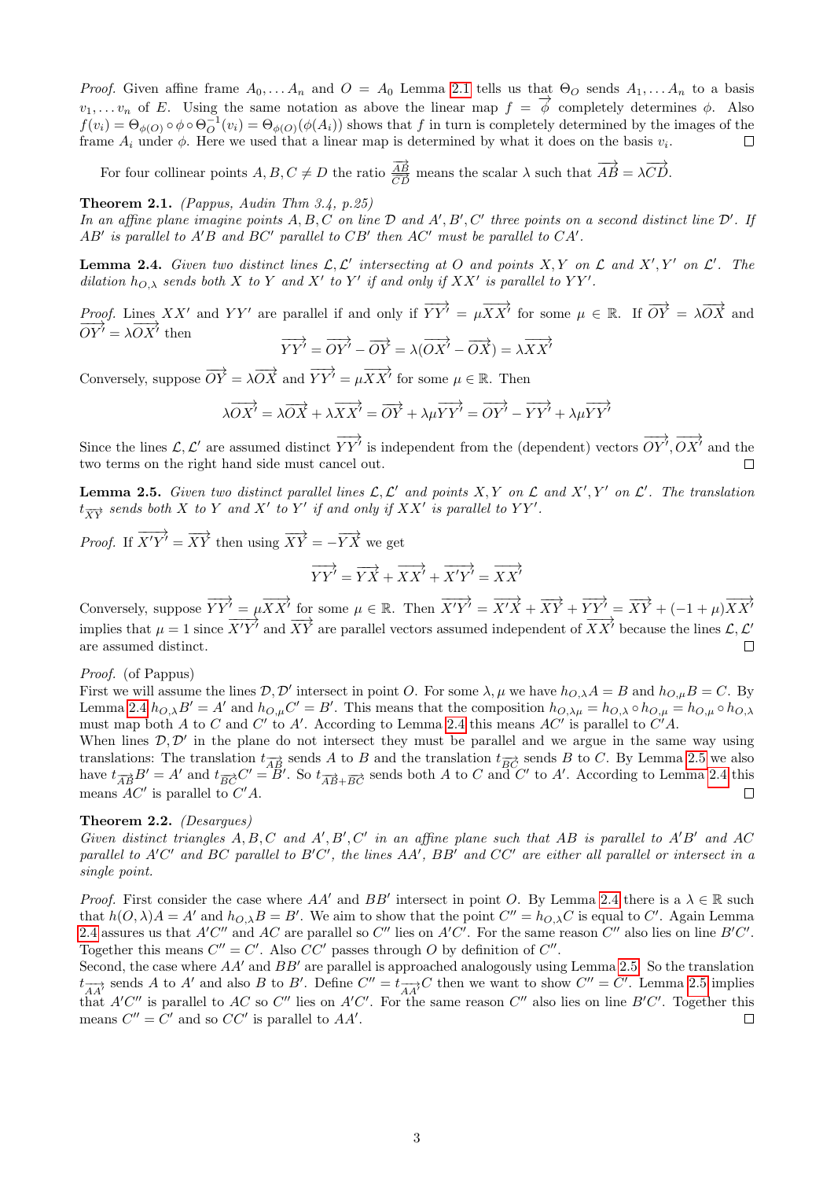*Proof.* Given affine frame $A_0, \dots A_n$ and $O = A_0$ Lemma 2.1 tells us that $\Theta_O$ sends $A_1, \dots A_n$ to a basis $v_1, \dots v_n$ of $E$. Using the same notation as above the linear map $f = \overrightarrow{\phi}$ completely determines $\phi$. Also $f(v_i) = \Theta_{\phi(O)} \circ \phi \circ \Theta_O^{-1}(v_i) = \Theta_{\phi(O)}(\phi(A_i))$ shows that $f$ in turn is completely determined by the images of the frame $A_i$ under $\phi$. Here we used that a linear map is determined by what it does on the basis $v_i$. ☐

For four collinear points $A, B, C \neq D$ the ratio $\frac{\overline{AB}}{\overline{CD}}$ means the scalar $\lambda$ such that $\overrightarrow{AB} = \lambda \overrightarrow{CD}$.

**Theorem 2.1.** *(Pappus, Audin Thm 3.4, p.25)*
*In an affine plane imagine points $A, B, C$ on line $\mathcal{D}$ and $A', B', C'$ three points on a second distinct line $\mathcal{D}'$. If $AB'$ is parallel to $A'B$ and $BC'$ parallel to $CB'$ then $AC'$ must be parallel to $CA'$.*

**Lemma 2.4.** *Given two distinct lines $\mathcal{L}, \mathcal{L}'$ intersecting at $O$ and points $X, Y$ on $\mathcal{L}$ and $X', Y'$ on $\mathcal{L}'$. The dilation $h_{O,\lambda}$ sends both $X$ to $Y$ and $X'$ to $Y'$ if and only if $XX'$ is parallel to $YY'$.*

*Proof.* Lines $XX'$ and $YY'$ are parallel if and only if $\overrightarrow{YY'} = \mu \overrightarrow{XX'}$ for some $\mu \in \mathbb{R}$. If $\overrightarrow{OY} = \lambda \overrightarrow{OX}$ and $\overrightarrow{OY'} = \lambda \overrightarrow{OX'}$ then

$$\overrightarrow{YY'} = \overrightarrow{OY'} - \overrightarrow{OY} = \lambda(\overrightarrow{OX'} - \overrightarrow{OX}) = \lambda \overrightarrow{XX'}$$

Conversely, suppose $\overrightarrow{OY} = \lambda \overrightarrow{OX}$ and $\overrightarrow{YY'} = \mu \overrightarrow{XX'}$ for some $\mu \in \mathbb{R}$. Then

$$\lambda \overrightarrow{OX'} = \lambda \overrightarrow{OX} + \lambda \overrightarrow{XX'} = \overrightarrow{OY} + \lambda\mu \overrightarrow{YY'} = \overrightarrow{OY'} - \overrightarrow{YY'} + \lambda\mu \overrightarrow{YY'}$$

Since the lines $\mathcal{L}, \mathcal{L}'$ are assumed distinct $\overrightarrow{YY'}$ is independent from the (dependent) vectors $\overrightarrow{OY'}, \overrightarrow{OX'}$ and the two terms on the right hand side must cancel out. ☐

**Lemma 2.5.** *Given two distinct parallel lines $\mathcal{L}, \mathcal{L}'$ and points $X, Y$ on $\mathcal{L}$ and $X', Y'$ on $\mathcal{L}'$. The translation $t_{\overrightarrow{XY}}$ sends both $X$ to $Y$ and $X'$ to $Y'$ if and only if $XX'$ is parallel to $YY'$.*

*Proof.* If $\overrightarrow{X'Y'} = \overrightarrow{XY}$ then using $\overrightarrow{XY} = -\overrightarrow{YX}$ we get

$$\overrightarrow{YY'} = \overrightarrow{YX} + \overrightarrow{XX'} + \overrightarrow{X'Y'} = \overrightarrow{XX'}$$

Conversely, suppose $\overrightarrow{YY'} = \mu \overrightarrow{XX'}$ for some $\mu \in \mathbb{R}$. Then $\overrightarrow{X'Y'} = \overrightarrow{X'X} + \overrightarrow{XY} + \overrightarrow{YY'} = \overrightarrow{XY} + (-1 + \mu)\overrightarrow{XX'}$ implies that $\mu = 1$ since $\overrightarrow{X'Y'}$ and $\overrightarrow{XY}$ are parallel vectors assumed independent of $\overrightarrow{XX'}$ because the lines $\mathcal{L}, \mathcal{L}'$ are assumed distinct. ☐

*Proof.* (of Pappus)
First we will assume the lines $\mathcal{D}, \mathcal{D}'$ intersect in point $O$. For some $\lambda, \mu$ we have $h_{O,\lambda} A = B$ and $h_{O,\mu} B = C$. By Lemma 2.4 $h_{O,\lambda} B' = A'$ and $h_{O,\mu} C' = B'$. This means that the composition $h_{O,\lambda\mu} = h_{O,\lambda} \circ h_{O,\mu} = h_{O,\mu} \circ h_{O,\lambda}$ must map both $A$ to $C$ and $C'$ to $A'$. According to Lemma 2.4 this means $AC'$ is parallel to $C'A$.
When lines $\mathcal{D}, \mathcal{D}'$ in the plane do not intersect they must be parallel and we argue in the same way using translations: The translation $t_{\overrightarrow{AB}}$ sends $A$ to $B$ and the translation $t_{\overrightarrow{BC}}$ sends $B$ to $C$. By Lemma 2.5 we also have $t_{\overrightarrow{AB}} B' = A'$ and $t_{\overrightarrow{BC}} C' = B'$. So $t_{\overrightarrow{AB} + \overrightarrow{BC}}$ sends both $A$ to $C$ and $C'$ to $A'$. According to Lemma 2.4 this means $AC'$ is parallel to $C'A$. ☐

**Theorem 2.2.** *(Desargues)*
*Given distinct triangles $A, B, C$ and $A', B', C'$ in an affine plane such that $AB$ is parallel to $A'B'$ and $AC$ parallel to $A'C'$ and $BC$ parallel to $B'C'$, the lines $AA'$, $BB'$ and $CC'$ are either all parallel or intersect in a single point.*

*Proof.* First consider the case where $AA'$ and $BB'$ intersect in point $O$. By Lemma 2.4 there is a $\lambda \in \mathbb{R}$ such that $h(O, \lambda)A = A'$ and $h_{O,\lambda} B = B'$. We aim to show that the point $C'' = h_{O,\lambda} C$ is equal to $C'$. Again Lemma 2.4 assures us that $A'C''$ and $AC$ are parallel so $C''$ lies on $A'C'$. For the same reason $C''$ also lies on line $B'C'$. Together this means $C'' = C'$. Also $CC'$ passes through $O$ by definition of $C''$.
Second, the case where $AA'$ and $BB'$ are parallel is approached analogously using Lemma 2.5. So the translation $t_{\overrightarrow{AA'}}$ sends $A$ to $A'$ and also $B$ to $B'$. Define $C'' = t_{\overrightarrow{AA'}} C$ then we want to show $C'' = C'$. Lemma 2.5 implies that $A'C''$ is parallel to $AC$ so $C''$ lies on $A'C'$. For the same reason $C''$ also lies on line $B'C'$. Together this means $C'' = C'$ and so $CC'$ is parallel to $AA'$. ☐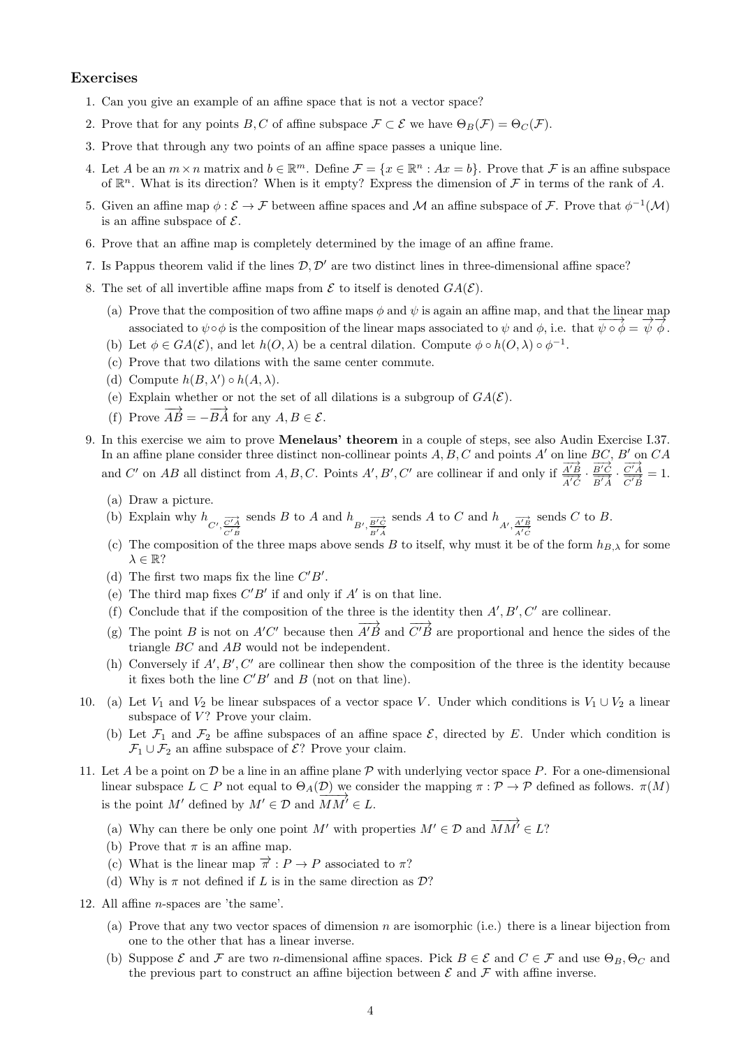## Exercises

1. Can you give an example of an affine space that is not a vector space?
2. Prove that for any points $B, C$ of affine subspace $\mathcal{F} \subset \mathcal{E}$ we have $\Theta_B(\mathcal{F}) = \Theta_C(\mathcal{F})$.
3. Prove that through any two points of an affine space passes a unique line.
4. Let $A$ be an $m \times n$ matrix and $b \in \mathbb{R}^m$. Define $\mathcal{F} = \{x \in \mathbb{R}^n : Ax = b\}$. Prove that $\mathcal{F}$ is an affine subspace of $\mathbb{R}^n$. What is its direction? When is it empty? Express the dimension of $\mathcal{F}$ in terms of the rank of $A$.
5. Given an affine map $\phi : \mathcal{E} \to \mathcal{F}$ between affine spaces and $\mathcal{M}$ an affine subspace of $\mathcal{F}$. Prove that $\phi^{-1}(\mathcal{M})$ is an affine subspace of $\mathcal{E}$.
6. Prove that an affine map is completely determined by the image of an affine frame.
7. Is Pappus theorem valid if the lines $\mathcal{D}, \mathcal{D}'$ are two distinct lines in three-dimensional affine space?
8. The set of all invertible affine maps from $\mathcal{E}$ to itself is denoted $GA(\mathcal{E})$.
   (a) Prove that the composition of two affine maps $\phi$ and $\psi$ is again an affine map, and that the linear map associated to $\psi \circ \phi$ is the composition of the linear maps associated to $\psi$ and $\phi$, i.e. that $\overrightarrow{\psi \circ \phi} = \overrightarrow{\psi}\,\overrightarrow{\phi}$.
   (b) Let $\phi \in GA(\mathcal{E})$, and let $h(O, \lambda)$ be a central dilation. Compute $\phi \circ h(O, \lambda) \circ \phi^{-1}$.
   (c) Prove that two dilations with the same center commute.
   (d) Compute $h(B, \lambda') \circ h(A, \lambda)$.
   (e) Explain whether or not the set of all dilations is a subgroup of $GA(\mathcal{E})$.
   (f) Prove $\overrightarrow{AB} = -\overrightarrow{BA}$ for any $A, B \in \mathcal{E}$.
9. In this exercise we aim to prove **Menelaus' theorem** in a couple of steps, see also Audin Exercise I.37. In an affine plane consider three distinct non-collinear points $A, B, C$ and points $A'$ on line $BC$, $B'$ on $CA$ and $C'$ on $AB$ all distinct from $A, B, C$. Points $A', B', C'$ are collinear if and only if $\frac{\overrightarrow{A'B}}{\overrightarrow{A'C}} \cdot \frac{\overrightarrow{B'C}}{\overrightarrow{B'A}} \cdot \frac{\overrightarrow{C'A}}{\overrightarrow{C'B}} = 1$.
   (a) Draw a picture.
   (b) Explain why $h_{C', \frac{\overrightarrow{C'A}}{\overrightarrow{C'B}}}$ sends $B$ to $A$ and $h_{B', \frac{\overrightarrow{B'C}}{\overrightarrow{B'A}}}$ sends $A$ to $C$ and $h_{A', \frac{\overrightarrow{A'B}}{\overrightarrow{A'C}}}$ sends $C$ to $B$.
   (c) The composition of the three maps above sends $B$ to itself, why must it be of the form $h_{B,\lambda}$ for some $\lambda \in \mathbb{R}$?
   (d) The first two maps fix the line $C'B'$.
   (e) The third map fixes $C'B'$ if and only if $A'$ is on that line.
   (f) Conclude that if the composition of the three is the identity then $A', B', C'$ are collinear.
   (g) The point $B$ is not on $A'C'$ because then $\overrightarrow{A'B}$ and $\overrightarrow{C'B}$ are proportional and hence the sides of the triangle $BC$ and $AB$ would not be independent.
   (h) Conversely if $A', B', C'$ are collinear then show the composition of the three is the identity because it fixes both the line $C'B'$ and $B$ (not on that line).
10. (a) Let $V_1$ and $V_2$ be linear subspaces of a vector space $V$. Under which conditions is $V_1 \cup V_2$ a linear subspace of $V$? Prove your claim.
    (b) Let $\mathcal{F}_1$ and $\mathcal{F}_2$ be affine subspaces of an affine space $\mathcal{E}$, directed by $E$. Under which condition is $\mathcal{F}_1 \cup \mathcal{F}_2$ an affine subspace of $\mathcal{E}$? Prove your claim.
11. Let $A$ be a point on $\mathcal{D}$ be a line in an affine plane $\mathcal{P}$ with underlying vector space $P$. For a one-dimensional linear subspace $L \subset P$ not equal to $\Theta_A(\mathcal{D})$ we consider the mapping $\pi : \mathcal{P} \to \mathcal{P}$ defined as follows. $\pi(M)$ is the point $M'$ defined by $M' \in \mathcal{D}$ and $\overrightarrow{MM'} \in L$.
    (a) Why can there be only one point $M'$ with properties $M' \in \mathcal{D}$ and $\overrightarrow{MM'} \in L$?
    (b) Prove that $\pi$ is an affine map.
    (c) What is the linear map $\overrightarrow{\pi} : P \to P$ associated to $\pi$?
    (d) Why is $\pi$ not defined if $L$ is in the same direction as $\mathcal{D}$?
12. All affine $n$-spaces are 'the same'.
    (a) Prove that any two vector spaces of dimension $n$ are isomorphic (i.e.) there is a linear bijection from one to the other that has a linear inverse.
    (b) Suppose $\mathcal{E}$ and $\mathcal{F}$ are two $n$-dimensional affine spaces. Pick $B \in \mathcal{E}$ and $C \in \mathcal{F}$ and use $\Theta_B, \Theta_C$ and the previous part to construct an affine bijection between $\mathcal{E}$ and $\mathcal{F}$ with affine inverse.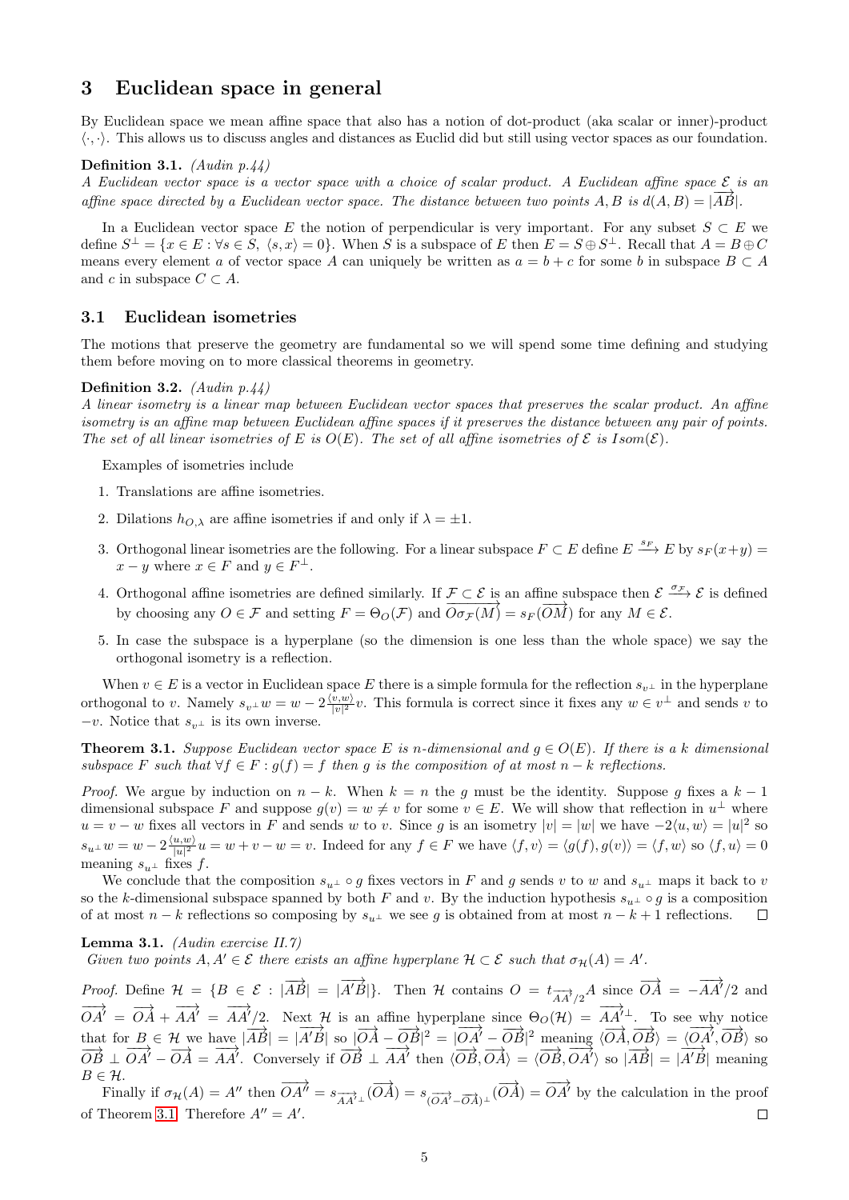# 3 Euclidean space in general

By Euclidean space we mean affine space that also has a notion of dot-product (aka scalar or inner)-product $\langle \cdot, \cdot \rangle$. This allows us to discuss angles and distances as Euclid did but still using vector spaces as our foundation.

**Definition 3.1.** *(Audin p.44)*
*A Euclidean vector space is a vector space with a choice of scalar product. A Euclidean affine space $\mathcal{E}$ is an affine space directed by a Euclidean vector space. The distance between two points $A, B$ is $d(A,B) = |\overrightarrow{AB}|$.*

In a Euclidean vector space $E$ the notion of perpendicular is very important. For any subset $S \subset E$ we define $S^\perp = \{x \in E : \forall s \in S,\ \langle s, x \rangle = 0\}$. When $S$ is a subspace of $E$ then $E = S \oplus S^\perp$. Recall that $A = B \oplus C$ means every element $a$ of vector space $A$ can uniquely be written as $a = b + c$ for some $b$ in subspace $B \subset A$ and $c$ in subspace $C \subset A$.

## 3.1 Euclidean isometries

The motions that preserve the geometry are fundamental so we will spend some time defining and studying them before moving on to more classical theorems in geometry.

**Definition 3.2.** *(Audin p.44)*
*A linear isometry is a linear map between Euclidean vector spaces that preserves the scalar product. An affine isometry is an affine map between Euclidean affine spaces if it preserves the distance between any pair of points. The set of all linear isometries of $E$ is $O(E)$. The set of all affine isometries of $\mathcal{E}$ is $Isom(\mathcal{E})$.*

Examples of isometries include

1. Translations are affine isometries.
2. Dilations $h_{O,\lambda}$ are affine isometries if and only if $\lambda = \pm 1$.
3. Orthogonal linear isometries are the following. For a linear subspace $F \subset E$ define $E \xrightarrow{s_F} E$ by $s_F(x+y) = x - y$ where $x \in F$ and $y \in F^\perp$.
4. Orthogonal affine isometries are defined similarly. If $\mathcal{F} \subset \mathcal{E}$ is an affine subspace then $\mathcal{E} \xrightarrow{\sigma_\mathcal{F}} \mathcal{E}$ is defined by choosing any $O \in \mathcal{F}$ and setting $F = \Theta_O(\mathcal{F})$ and $\overrightarrow{O\sigma_\mathcal{F}(M)} = s_F(\overrightarrow{OM})$ for any $M \in \mathcal{E}$.
5. In case the subspace is a hyperplane (so the dimension is one less than the whole space) we say the orthogonal isometry is a reflection.

When $v \in E$ is a vector in Euclidean space $E$ there is a simple formula for the reflection $s_{v^\perp}$ in the hyperplane orthogonal to $v$. Namely $s_{v^\perp} w = w - 2\frac{\langle v, w \rangle}{|v|^2} v$. This formula is correct since it fixes any $w \in v^\perp$ and sends $v$ to $-v$. Notice that $s_{v^\perp}$ is its own inverse.

**Theorem 3.1.** *Suppose Euclidean vector space $E$ is $n$-dimensional and $g \in O(E)$. If there is a $k$ dimensional subspace $F$ such that $\forall f \in F : g(f) = f$ then $g$ is the composition of at most $n-k$ reflections.*

*Proof.* We argue by induction on $n-k$. When $k = n$ the $g$ must be the identity. Suppose $g$ fixes a $k-1$ dimensional subspace $F$ and suppose $g(v) = w \neq v$ for some $v \in E$. We will show that reflection in $u^\perp$ where $u = v - w$ fixes all vectors in $F$ and sends $w$ to $v$. Since $g$ is an isometry $|v| = |w|$ we have $-2\langle u, w \rangle = |u|^2$ so $s_{u^\perp} w = w - 2\frac{\langle u, w \rangle}{|u|^2} u = w + v - w = v$. Indeed for any $f \in F$ we have $\langle f, v \rangle = \langle g(f), g(v) \rangle = \langle f, w \rangle$ so $\langle f, u \rangle = 0$ meaning $s_{u^\perp}$ fixes $f$.

We conclude that the composition $s_{u^\perp} \circ g$ fixes vectors in $F$ and $g$ sends $v$ to $w$ and $s_{u^\perp}$ maps it back to $v$ so the $k$-dimensional subspace spanned by both $F$ and $v$. By the induction hypothesis $s_{u^\perp} \circ g$ is a composition of at most $n-k$ reflections so composing by $s_{u^\perp}$ we see $g$ is obtained from at most $n-k+1$ reflections. $\square$

**Lemma 3.1.** *(Audin exercise II.7)*
*Given two points $A, A' \in \mathcal{E}$ there exists an affine hyperplane $\mathcal{H} \subset \mathcal{E}$ such that $\sigma_\mathcal{H}(A) = A'$.*

*Proof.* Define $\mathcal{H} = \{B \in \mathcal{E} : |\overrightarrow{AB}| = |\overrightarrow{A'B}|\}$. Then $\mathcal{H}$ contains $O = t_{\overrightarrow{AA'}/2} A$ since $\overrightarrow{OA} = -\overrightarrow{AA'}/2$ and $\overrightarrow{OA'} = \overrightarrow{OA} + \overrightarrow{AA'} = \overrightarrow{AA'}/2$. Next $\mathcal{H}$ is an affine hyperplane since $\Theta_O(\mathcal{H}) = \overrightarrow{AA'}^\perp$. To see why notice that for $B \in \mathcal{H}$ we have $|\overrightarrow{AB}| = |\overrightarrow{A'B}|$ so $|\overrightarrow{OA} - \overrightarrow{OB}|^2 = |\overrightarrow{OA'} - \overrightarrow{OB}|^2$ meaning $\langle \overrightarrow{OA}, \overrightarrow{OB} \rangle = \langle \overrightarrow{OA'}, \overrightarrow{OB} \rangle$ so $\overrightarrow{OB} \perp \overrightarrow{OA'} - \overrightarrow{OA} = \overrightarrow{AA'}$. Conversely if $\overrightarrow{OB} \perp \overrightarrow{AA'}$ then $\langle \overrightarrow{OB}, \overrightarrow{OA} \rangle = \langle \overrightarrow{OB}, \overrightarrow{OA'} \rangle$ so $|\overrightarrow{AB}| = |\overrightarrow{A'B}|$ meaning $B \in \mathcal{H}$.

Finally if $\sigma_\mathcal{H}(A) = A''$ then $\overrightarrow{OA''} = s_{\overrightarrow{AA'}^\perp}(\overrightarrow{OA}) = s_{(\overrightarrow{OA'} - \overrightarrow{OA})^\perp}(\overrightarrow{OA}) = \overrightarrow{OA'}$ by the calculation in the proof of Theorem 3.1. Therefore $A'' = A'$. $\square$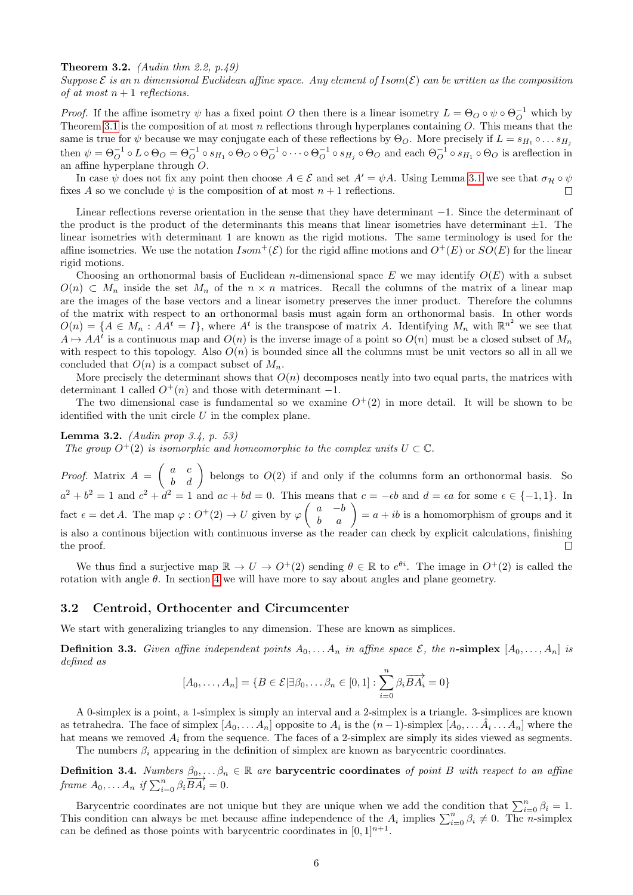**Theorem 3.2.** *(Audin thm 2.2, p.49)*
*Suppose $\mathcal{E}$ is an n dimensional Euclidean affine space. Any element of $Isom(\mathcal{E})$ can be written as the composition of at most $n+1$ reflections.*

*Proof.* If the affine isometry $\psi$ has a fixed point $O$ then there is a linear isometry $L = \Theta_O \circ \psi \circ \Theta_O^{-1}$ which by Theorem 3.1 is the composition of at most $n$ reflections through hyperplanes containing $O$. This means that the same is true for $\psi$ because we may conjugate each of these reflections by $\Theta_O$. More precisely if $L = s_{H_1} \circ \ldots s_{H_j}$ then $\psi = \Theta_O^{-1} \circ L \circ \Theta_O = \Theta_O^{-1} \circ s_{H_1} \circ \Theta_O \circ \Theta_O^{-1} \circ \cdots \circ \Theta_O^{-1} \circ s_{H_j} \circ \Theta_O$ and each $\Theta_O^{-1} \circ s_{H_1} \circ \Theta_O$ is areflection in an affine hyperplane through $O$.

In case $\psi$ does not fix any point then choose $A \in \mathcal{E}$ and set $A' = \psi A$. Using Lemma 3.1 we see that $\sigma_{\mathcal{H}} \circ \psi$ fixes $A$ so we conclude $\psi$ is the composition of at most $n+1$ reflections. ∎

Linear reflections reverse orientation in the sense that they have determinant $-1$. Since the determinant of the product is the product of the determinants this means that linear isometries have determinant $\pm 1$. The linear isometries with determinant 1 are known as the rigid motions. The same terminology is used for the affine isometries. We use the notation $Isom^+(\mathcal{E})$ for the rigid affine motions and $O^+(E)$ or $SO(E)$ for the linear rigid motions.

Choosing an orthonormal basis of Euclidean $n$-dimensional space $E$ we may identify $O(E)$ with a subset $O(n) \subset M_n$ inside the set $M_n$ of the $n \times n$ matrices. Recall the columns of the matrix of a linear map are the images of the base vectors and a linear isometry preserves the inner product. Therefore the columns of the matrix with respect to an orthonormal basis must again form an orthonormal basis. In other words $O(n) = \{A \in M_n : AA^t = I\}$, where $A^t$ is the transpose of matrix $A$. Identifying $M_n$ with $\mathbb{R}^{n^2}$ we see that $A \mapsto AA^t$ is a continuous map and $O(n)$ is the inverse image of a point so $O(n)$ must be a closed subset of $M_n$ with respect to this topology. Also $O(n)$ is bounded since all the columns must be unit vectors so all in all we concluded that $O(n)$ is a compact subset of $M_n$.

More precisely the determinant shows that $O(n)$ decomposes neatly into two equal parts, the matrices with determinant 1 called $O^+(n)$ and those with determinant $-1$.

The two dimensional case is fundamental so we examine $O^+(2)$ in more detail. It will be shown to be identified with the unit circle $U$ in the complex plane.

**Lemma 3.2.** *(Audin prop 3.4, p. 53)*
*The group $O^+(2)$ is isomorphic and homeomorphic to the complex units $U \subset \mathbb{C}$.*

*Proof.* Matrix $A = \begin{pmatrix} a & c \\ b & d \end{pmatrix}$ belongs to $O(2)$ if and only if the columns form an orthonormal basis. So $a^2 + b^2 = 1$ and $c^2 + d^2 = 1$ and $ac + bd = 0$. This means that $c = -\epsilon b$ and $d = \epsilon a$ for some $\epsilon \in \{-1, 1\}$. In fact $\epsilon = \det A$. The map $\varphi : O^+(2) \to U$ given by $\varphi \begin{pmatrix} a & -b \\ b & a \end{pmatrix} = a + ib$ is a homomorphism of groups and it is also a continous bijection with continuous inverse as the reader can check by explicit calculations, finishing the proof. ∎

We thus find a surjective map $\mathbb{R} \to U \to O^+(2)$ sending $\theta \in \mathbb{R}$ to $e^{\theta i}$. The image in $O^+(2)$ is called the rotation with angle $\theta$. In section 4 we will have more to say about angles and plane geometry.

## 3.2 Centroid, Orthocenter and Circumcenter

We start with generalizing triangles to any dimension. These are known as simplices.

**Definition 3.3.** *Given affine independent points $A_0, \ldots A_n$ in affine space $\mathcal{E}$, the* **$n$-simplex** *$[A_0, \ldots, A_n]$ is defined as*

$$[A_0, \ldots, A_n] = \{B \in \mathcal{E} | \exists \beta_0, \ldots \beta_n \in [0,1] : \sum_{i=0}^{n} \beta_i \overrightarrow{BA_i} = 0\}$$

A 0-simplex is a point, a 1-simplex is simply an interval and a 2-simplex is a triangle. 3-simplices are known as tetrahedra. The face of simplex $[A_0, \ldots A_n]$ opposite to $A_i$ is the $(n-1)$-simplex $[A_0, \ldots \hat{A}_i \ldots A_n]$ where the hat means we removed $A_i$ from the sequence. The faces of a 2-simplex are simply its sides viewed as segments.

The numbers $\beta_i$ appearing in the definition of simplex are known as barycentric coordinates.

**Definition 3.4.** *Numbers $\beta_0, \ldots \beta_n \in \mathbb{R}$ are* **barycentric coordinates** *of point $B$ with respect to an affine frame $A_0, \ldots A_n$ if $\sum_{i=0}^{n} \beta_i \overrightarrow{BA_i} = 0$.*

Barycentric coordinates are not unique but they are unique when we add the condition that $\sum_{i=0}^{n} \beta_i = 1$. This condition can always be met because affine independence of the $A_i$ implies $\sum_{i=0}^{n} \beta_i \neq 0$. The $n$-simplex can be defined as those points with barycentric coordinates in $[0,1]^{n+1}$.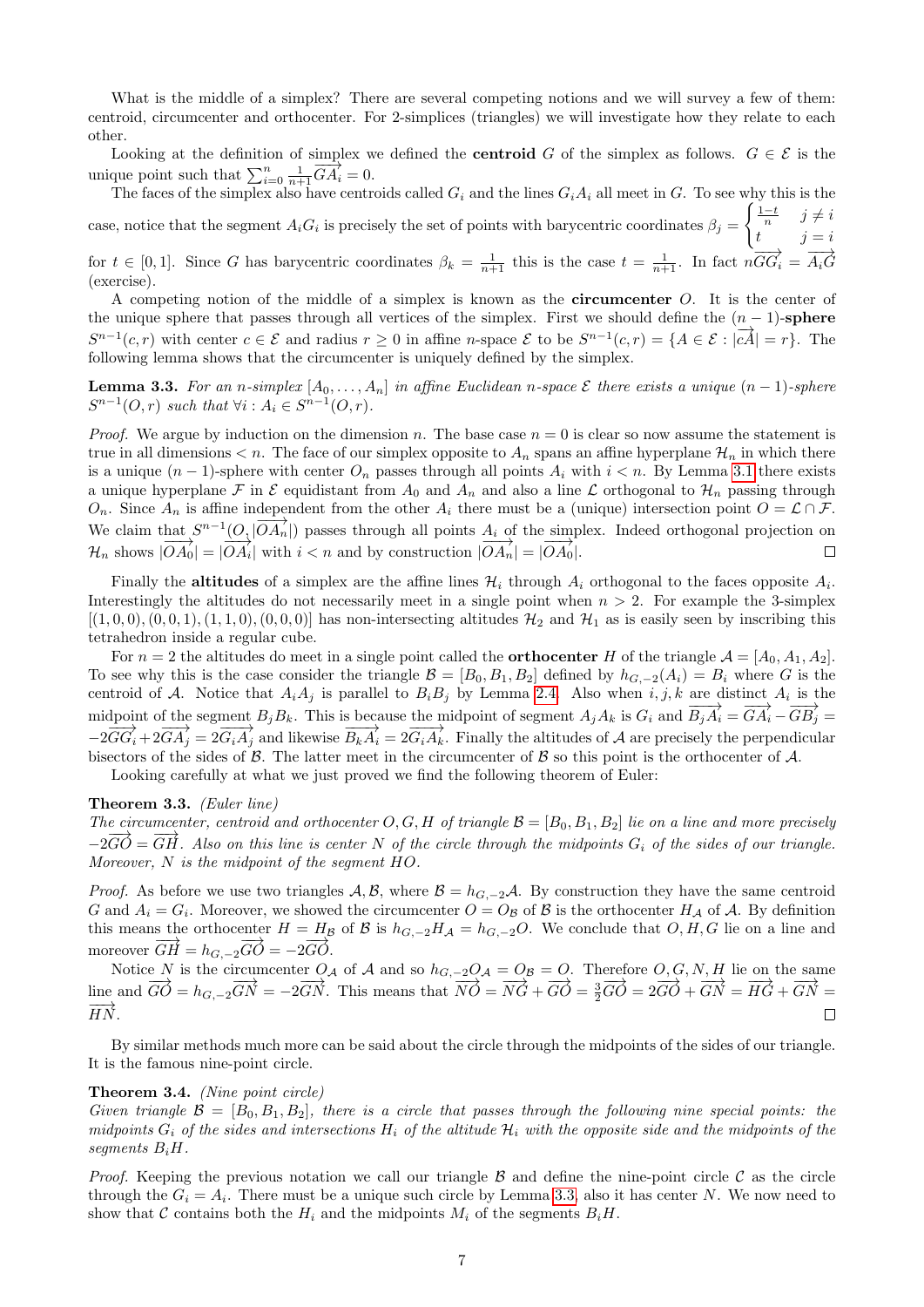What is the middle of a simplex? There are several competing notions and we will survey a few of them: centroid, circumcenter and orthocenter. For 2-simplices (triangles) we will investigate how they relate to each other.

Looking at the definition of simplex we defined the **centroid** $G$ of the simplex as follows. $G \in \mathcal{E}$ is the unique point such that $\sum_{i=0}^{n} \frac{1}{n+1}\overrightarrow{GA_i} = 0$.

The faces of the simplex also have centroids called $G_i$ and the lines $G_iA_i$ all meet in $G$. To see why this is the case, notice that the segment $A_iG_i$ is precisely the set of points with barycentric coordinates $\beta_j = \begin{cases} \frac{1-t}{n} & j \neq i \\ t & j = i \end{cases}$ for $t \in [0,1]$. Since $G$ has barycentric coordinates $\beta_k = \frac{1}{n+1}$ this is the case $t = \frac{1}{n+1}$. In fact $n\overrightarrow{GG_i} = \overrightarrow{A_iG}$ (exercise).

A competing notion of the middle of a simplex is known as the **circumcenter** $O$. It is the center of the unique sphere that passes through all vertices of the simplex. First we should define the $(n-1)$-**sphere** $S^{n-1}(c,r)$ with center $c \in \mathcal{E}$ and radius $r \geq 0$ in affine $n$-space $\mathcal{E}$ to be $S^{n-1}(c,r) = \{A \in \mathcal{E} : |\overrightarrow{cA}| = r\}$. The following lemma shows that the circumcenter is uniquely defined by the simplex.

**Lemma 3.3.** *For an $n$-simplex $[A_0, \dots, A_n]$ in affine Euclidean $n$-space $\mathcal{E}$ there exists a unique $(n-1)$-sphere $S^{n-1}(O,r)$ such that $\forall i : A_i \in S^{n-1}(O,r)$.*

*Proof.* We argue by induction on the dimension $n$. The base case $n = 0$ is clear so now assume the statement is true in all dimensions $< n$. The face of our simplex opposite to $A_n$ spans an affine hyperplane $\mathcal{H}_n$ in which there is a unique $(n-1)$-sphere with center $O_n$ passes through all points $A_i$ with $i < n$. By Lemma 3.1 there exists a unique hyperplane $\mathcal{F}$ in $\mathcal{E}$ equidistant from $A_0$ and $A_n$ and also a line $\mathcal{L}$ orthogonal to $\mathcal{H}_n$ passing through $O_n$. Since $A_n$ is affine independent from the other $A_i$ there must be a (unique) intersection point $O = \mathcal{L} \cap \mathcal{F}$. We claim that $S^{n-1}(O, |\overrightarrow{OA_n}|)$ passes through all points $A_i$ of the simplex. Indeed orthogonal projection on $\mathcal{H}_n$ shows $|\overrightarrow{OA_0}| = |\overrightarrow{OA_i}|$ with $i < n$ and by construction $|\overrightarrow{OA_n}| = |\overrightarrow{OA_0}|$. $\square$

Finally the **altitudes** of a simplex are the affine lines $\mathcal{H}_i$ through $A_i$ orthogonal to the faces opposite $A_i$. Interestingly the altitudes do not necessarily meet in a single point when $n > 2$. For example the 3-simplex $[(1,0,0),(0,0,1),(1,1,0),(0,0,0)]$ has non-intersecting altitudes $\mathcal{H}_2$ and $\mathcal{H}_1$ as is easily seen by inscribing this tetrahedron inside a regular cube.

For $n = 2$ the altitudes do meet in a single point called the **orthocenter** $H$ of the triangle $\mathcal{A} = [A_0, A_1, A_2]$. To see why this is the case consider the triangle $\mathcal{B} = [B_0, B_1, B_2]$ defined by $h_{G,-2}(A_i) = B_i$ where $G$ is the centroid of $\mathcal{A}$. Notice that $A_iA_j$ is parallel to $B_iB_j$ by Lemma 2.4. Also when $i,j,k$ are distinct $A_i$ is the midpoint of the segment $B_jB_k$. This is because the midpoint of segment $A_jA_k$ is $G_i$ and $\overrightarrow{B_jA_i} = \overrightarrow{GA_i} - \overrightarrow{GB_j} = -2\overrightarrow{GG_i} + 2\overrightarrow{GA_j} = 2\overrightarrow{G_iA_j}$ and likewise $\overrightarrow{B_kA_i} = 2\overrightarrow{G_iA_k}$. Finally the altitudes of $\mathcal{A}$ are precisely the perpendicular bisectors of the sides of $\mathcal{B}$. The latter meet in the circumcenter of $\mathcal{B}$ so this point is the orthocenter of $\mathcal{A}$.

Looking carefully at what we just proved we find the following theorem of Euler:

**Theorem 3.3.** *(Euler line)*
*The circumcenter, centroid and orthocenter $O, G, H$ of triangle $\mathcal{B} = [B_0, B_1, B_2]$ lie on a line and more precisely $-2\overrightarrow{GO} = \overrightarrow{GH}$. Also on this line is center $N$ of the circle through the midpoints $G_i$ of the sides of our triangle. Moreover, $N$ is the midpoint of the segment $HO$.*

*Proof.* As before we use two triangles $\mathcal{A}, \mathcal{B}$, where $\mathcal{B} = h_{G,-2}\mathcal{A}$. By construction they have the same centroid $G$ and $A_i = G_i$. Moreover, we showed the circumcenter $O = O_{\mathcal{B}}$ of $\mathcal{B}$ is the orthocenter $H_{\mathcal{A}}$ of $\mathcal{A}$. By definition this means the orthocenter $H = H_{\mathcal{B}}$ of $\mathcal{B}$ is $h_{G,-2}H_{\mathcal{A}} = h_{G,-2}O$. We conclude that $O, H, G$ lie on a line and moreover $\overrightarrow{GH} = h_{G,-2}\overrightarrow{GO} = -2\overrightarrow{GO}$.

Notice $N$ is the circumcenter $O_{\mathcal{A}}$ of $\mathcal{A}$ and so $h_{G,-2}O_{\mathcal{A}} = O_{\mathcal{B}} = O$. Therefore $O, G, N, H$ lie on the same line and $\overrightarrow{GO} = h_{G,-2}\overrightarrow{GN} = -2\overrightarrow{GN}$. This means that $\overrightarrow{NO} = \overrightarrow{NG} + \overrightarrow{GO} = \frac{3}{2}\overrightarrow{GO} = 2\overrightarrow{GO} + \overrightarrow{GN} = \overrightarrow{HG} + \overrightarrow{GN} = \overrightarrow{HN}$. $\square$

By similar methods much more can be said about the circle through the midpoints of the sides of our triangle. It is the famous nine-point circle.

**Theorem 3.4.** *(Nine point circle)*
*Given triangle $\mathcal{B} = [B_0, B_1, B_2]$, there is a circle that passes through the following nine special points: the midpoints $G_i$ of the sides and intersections $H_i$ of the altitude $\mathcal{H}_i$ with the opposite side and the midpoints of the segments $B_iH$.*

*Proof.* Keeping the previous notation we call our triangle $\mathcal{B}$ and define the nine-point circle $\mathcal{C}$ as the circle through the $G_i = A_i$. There must be a unique such circle by Lemma 3.3, also it has center $N$. We now need to show that $\mathcal{C}$ contains both the $H_i$ and the midpoints $M_i$ of the segments $B_iH$.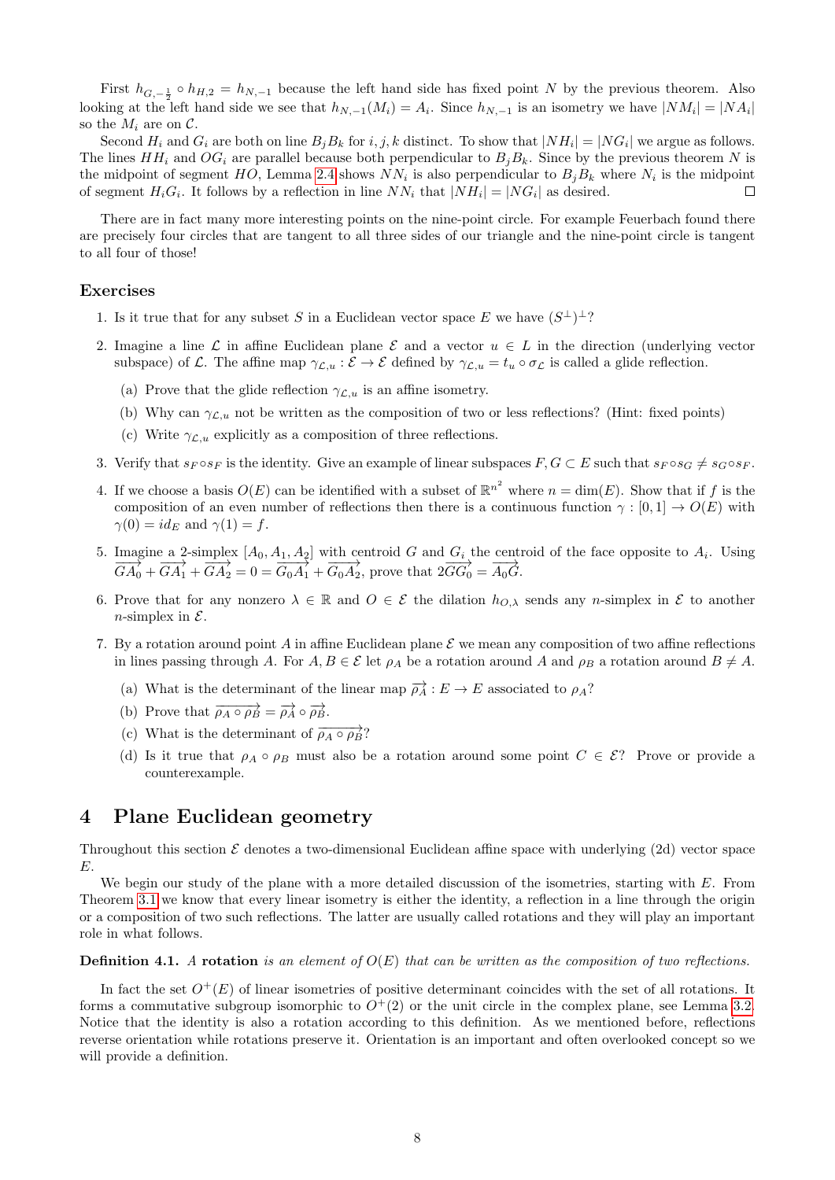First $h_{G,-\frac{1}{2}} \circ h_{H,2} = h_{N,-1}$ because the left hand side has fixed point $N$ by the previous theorem. Also looking at the left hand side we see that $h_{N,-1}(M_i) = A_i$. Since $h_{N,-1}$ is an isometry we have $|NM_i| = |NA_i|$ so the $M_i$ are on $\mathcal{C}$.

Second $H_i$ and $G_i$ are both on line $B_jB_k$ for $i, j, k$ distinct. To show that $|NH_i| = |NG_i|$ we argue as follows. The lines $HH_i$ and $OG_i$ are parallel because both perpendicular to $B_jB_k$. Since by the previous theorem $N$ is the midpoint of segment $HO$, Lemma 2.4 shows $NN_i$ is also perpendicular to $B_jB_k$ where $N_i$ is the midpoint of segment $H_iG_i$. It follows by a reflection in line $NN_i$ that $|NH_i| = |NG_i|$ as desired. □

There are in fact many more interesting points on the nine-point circle. For example Feuerbach found there are precisely four circles that are tangent to all three sides of our triangle and the nine-point circle is tangent to all four of those!

### Exercises

1. Is it true that for any subset $S$ in a Euclidean vector space $E$ we have $(S^\perp)^\perp$?
2. Imagine a line $\mathcal{L}$ in affine Euclidean plane $\mathcal{E}$ and a vector $u \in L$ in the direction (underlying vector subspace) of $\mathcal{L}$. The affine map $\gamma_{\mathcal{L},u} : \mathcal{E} \to \mathcal{E}$ defined by $\gamma_{\mathcal{L},u} = t_u \circ \sigma_{\mathcal{L}}$ is called a glide reflection.
   - (a) Prove that the glide reflection $\gamma_{\mathcal{L},u}$ is an affine isometry.
   - (b) Why can $\gamma_{\mathcal{L},u}$ not be written as the composition of two or less reflections? (Hint: fixed points)
   - (c) Write $\gamma_{\mathcal{L},u}$ explicitly as a composition of three reflections.
3. Verify that $s_F \circ s_F$ is the identity. Give an example of linear subspaces $F, G \subset E$ such that $s_F \circ s_G \neq s_G \circ s_F$.
4. If we choose a basis $O(E)$ can be identified with a subset of $\mathbb{R}^{n^2}$ where $n = \dim(E)$. Show that if $f$ is the composition of an even number of reflections then there is a continuous function $\gamma : [0,1] \to O(E)$ with $\gamma(0) = id_E$ and $\gamma(1) = f$.
5. Imagine a 2-simplex $[A_0, A_1, A_2]$ with centroid $G$ and $G_i$ the centroid of the face opposite to $A_i$. Using $\overrightarrow{GA_0} + \overrightarrow{GA_1} + \overrightarrow{GA_2} = 0 = \overrightarrow{G_0A_1} + \overrightarrow{G_0A_2}$, prove that $2\overrightarrow{GG_0} = \overrightarrow{A_0G}$.
6. Prove that for any nonzero $\lambda \in \mathbb{R}$ and $O \in \mathcal{E}$ the dilation $h_{O,\lambda}$ sends any $n$-simplex in $\mathcal{E}$ to another $n$-simplex in $\mathcal{E}$.
7. By a rotation around point $A$ in affine Euclidean plane $\mathcal{E}$ we mean any composition of two affine reflections in lines passing through $A$. For $A, B \in \mathcal{E}$ let $\rho_A$ be a rotation around $A$ and $\rho_B$ a rotation around $B \neq A$.
   - (a) What is the determinant of the linear map $\overrightarrow{\rho_A} : E \to E$ associated to $\rho_A$?
   - (b) Prove that $\overrightarrow{\rho_A \circ \rho_B} = \overrightarrow{\rho_A} \circ \overrightarrow{\rho_B}$.
   - (c) What is the determinant of $\overrightarrow{\rho_A \circ \rho_B}$?
   - (d) Is it true that $\rho_A \circ \rho_B$ must also be a rotation around some point $C \in \mathcal{E}$? Prove or provide a counterexample.

## 4 Plane Euclidean geometry

Throughout this section $\mathcal{E}$ denotes a two-dimensional Euclidean affine space with underlying (2d) vector space $E$.

We begin our study of the plane with a more detailed discussion of the isometries, starting with $E$. From Theorem 3.1 we know that every linear isometry is either the identity, a reflection in a line through the origin or a composition of two such reflections. The latter are usually called rotations and they will play an important role in what follows.

**Definition 4.1.** *A* **rotation** *is an element of $O(E)$ that can be written as the composition of two reflections.*

In fact the set $O^+(E)$ of linear isometries of positive determinant coincides with the set of all rotations. It forms a commutative subgroup isomorphic to $O^+(2)$ or the unit circle in the complex plane, see Lemma 3.2. Notice that the identity is also a rotation according to this definition. As we mentioned before, reflections reverse orientation while rotations preserve it. Orientation is an important and often overlooked concept so we will provide a definition.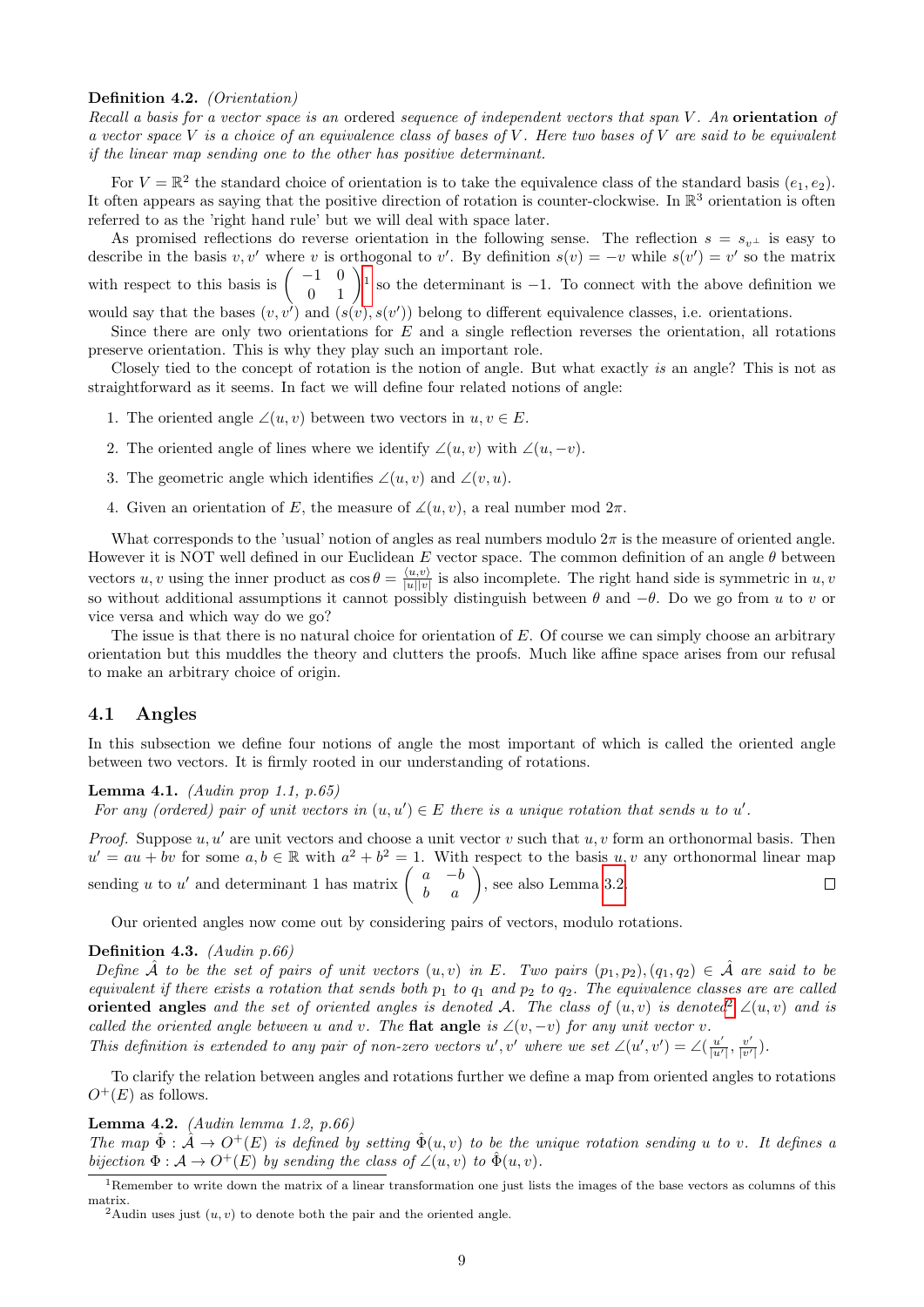**Definition 4.2.** *(Orientation)*
*Recall a basis for a vector space is an* ordered *sequence of independent vectors that span $V$. An* **orientation** *of a vector space $V$ is a choice of an equivalence class of bases of $V$. Here two bases of $V$ are said to be equivalent if the linear map sending one to the other has positive determinant.*

For $V = \mathbb{R}^2$ the standard choice of orientation is to take the equivalence class of the standard basis $(e_1, e_2)$. It often appears as saying that the positive direction of rotation is counter-clockwise. In $\mathbb{R}^3$ orientation is often referred to as the 'right hand rule' but we will deal with space later.

As promised reflections do reverse orientation in the following sense. The reflection $s = s_{v^\perp}$ is easy to describe in the basis $v, v'$ where $v$ is orthogonal to $v'$. By definition $s(v) = -v$ while $s(v') = v'$ so the matrix with respect to this basis is $\begin{pmatrix} -1 & 0 \\ 0 & 1 \end{pmatrix}$[1] so the determinant is $-1$. To connect with the above definition we would say that the bases $(v, v')$ and $(s(v), s(v'))$ belong to different equivalence classes, i.e. orientations.

Since there are only two orientations for $E$ and a single reflection reverses the orientation, all rotations preserve orientation. This is why they play such an important role.

Closely tied to the concept of rotation is the notion of angle. But what exactly *is* an angle? This is not as straightforward as it seems. In fact we will define four related notions of angle:

1. The oriented angle $\angle(u, v)$ between two vectors in $u, v \in E$.
2. The oriented angle of lines where we identify $\angle(u, v)$ with $\angle(u, -v)$.
3. The geometric angle which identifies $\angle(u, v)$ and $\angle(v, u)$.
4. Given an orientation of $E$, the measure of $\measuredangle(u, v)$, a real number mod $2\pi$.

What corresponds to the 'usual' notion of angles as real numbers modulo $2\pi$ is the measure of oriented angle. However it is NOT well defined in our Euclidean $E$ vector space. The common definition of an angle $\theta$ between vectors $u, v$ using the inner product as $\cos\theta = \frac{\langle u,v \rangle}{|u||v|}$ is also incomplete. The right hand side is symmetric in $u, v$ so without additional assumptions it cannot possibly distinguish between $\theta$ and $-\theta$. Do we go from $u$ to $v$ or vice versa and which way do we go?

The issue is that there is no natural choice for orientation of $E$. Of course we can simply choose an arbitrary orientation but this muddles the theory and clutters the proofs. Much like affine space arises from our refusal to make an arbitrary choice of origin.

## 4.1 Angles

In this subsection we define four notions of angle the most important of which is called the oriented angle between two vectors. It is firmly rooted in our understanding of rotations.

**Lemma 4.1.** *(Audin prop 1.1, p.65)*
*For any (ordered) pair of unit vectors in $(u, u') \in E$ there is a unique rotation that sends $u$ to $u'$.*

*Proof.* Suppose $u, u'$ are unit vectors and choose a unit vector $v$ such that $u, v$ form an orthonormal basis. Then $u' = au + bv$ for some $a, b \in \mathbb{R}$ with $a^2 + b^2 = 1$. With respect to the basis $u, v$ any orthonormal linear map sending $u$ to $u'$ and determinant 1 has matrix $\begin{pmatrix} a & -b \\ b & a \end{pmatrix}$, see also Lemma 3.2. $\square$

Our oriented angles now come out by considering pairs of vectors, modulo rotations.

**Definition 4.3.** *(Audin p.66)*
*Define $\hat{\mathcal{A}}$ to be the set of pairs of unit vectors $(u, v)$ in $E$. Two pairs $(p_1, p_2), (q_1, q_2) \in \hat{\mathcal{A}}$ are said to be equivalent if there exists a rotation that sends both $p_1$ to $q_1$ and $p_2$ to $q_2$. The equivalence classes are are called* **oriented angles** *and the set of oriented angles is denoted $\mathcal{A}$. The class of $(u, v)$ is denoted[2] $\angle(u, v)$ and is called the oriented angle between $u$ and $v$. The* **flat angle** *is $\angle(v, -v)$ for any unit vector $v$.*
*This definition is extended to any pair of non-zero vectors $u', v'$ where we set $\angle(u', v') = \angle(\frac{u'}{|u'|}, \frac{v'}{|v'|})$.*

To clarify the relation between angles and rotations further we define a map from oriented angles to rotations $O^+(E)$ as follows.

**Lemma 4.2.** *(Audin lemma 1.2, p.66)*
*The map $\hat{\Phi} : \hat{\mathcal{A}} \to O^+(E)$ is defined by setting $\hat{\Phi}(u, v)$ to be the unique rotation sending $u$ to $v$. It defines a bijection $\Phi : \mathcal{A} \to O^+(E)$ by sending the class of $\angle(u, v)$ to $\hat{\Phi}(u, v)$.*

[1] Remember to write down the matrix of a linear transformation one just lists the images of the base vectors as columns of this matrix.

[2] Audin uses just $(u, v)$ to denote both the pair and the oriented angle.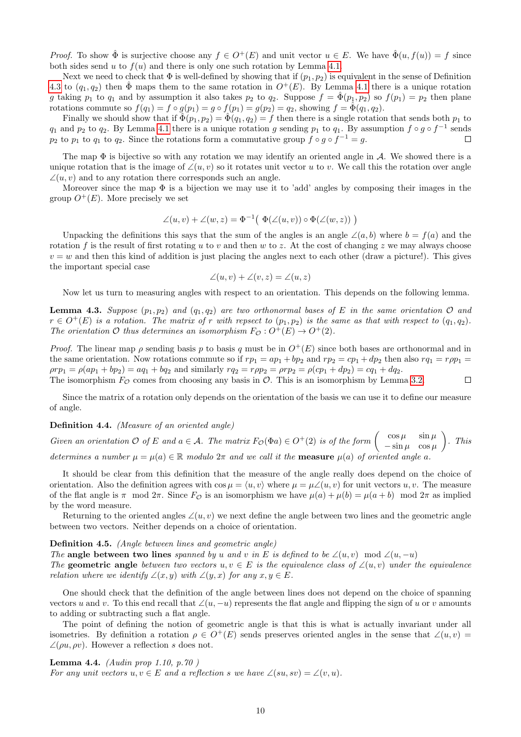*Proof.* To show $\hat{\Phi}$ is surjective choose any $f \in O^+(E)$ and unit vector $u \in E$. We have $\hat{\Phi}(u, f(u)) = f$ since both sides send $u$ to $f(u)$ and there is only one such rotation by Lemma 4.1.

Next we need to check that $\Phi$ is well-defined by showing that if $(p_1, p_2)$ is equivalent in the sense of Definition 4.3 to $(q_1, q_2)$ then $\hat{\Phi}$ maps them to the same rotation in $O^+(E)$. By Lemma 4.1 there is a unique rotation $g$ taking $p_1$ to $q_1$ and by assumption it also takes $p_2$ to $q_2$. Suppose $f = \hat{\Phi}(p_1, p_2)$ so $f(p_1) = p_2$ then plane rotations commute so $f(q_1) = f \circ g(p_1) = g \circ f(p_1) = g(p_2) = q_2$, showing $f = \hat{\Phi}(q_1, q_2)$.

Finally we should show that if $\hat{\Phi}(p_1, p_2) = \hat{\Phi}(q_1, q_2) = f$ then there is a single rotation that sends both $p_1$ to $q_1$ and $p_2$ to $q_2$. By Lemma 4.1 there is a unique rotation $g$ sending $p_1$ to $q_1$. By assumption $f \circ g \circ f^{-1}$ sends $p_2$ to $p_1$ to $q_1$ to $q_2$. Since the rotations form a commutative group $f \circ g \circ f^{-1} = g$. ☐

The map $\Phi$ is bijective so with any rotation we may identify an oriented angle in $\mathcal{A}$. We showed there is a unique rotation that is the image of $\angle(u, v)$ so it rotates unit vector $u$ to $v$. We call this the rotation over angle $\angle(u, v)$ and to any rotation there corresponds such an angle.

Moreover since the map $\Phi$ is a bijection we may use it to 'add' angles by composing their images in the group $O^+(E)$. More precisely we set

$$\angle(u, v) + \angle(w, z) = \Phi^{-1}\big(\ \Phi(\angle(u, v)) \circ \Phi(\angle(w, z))\ \big)$$

Unpacking the definitions this says that the sum of the angles is an angle $\angle(a, b)$ where $b = f(a)$ and the rotation $f$ is the result of first rotating $u$ to $v$ and then $w$ to $z$. At the cost of changing $z$ we may always choose $v = w$ and then this kind of addition is just placing the angles next to each other (draw a picture!). This gives the important special case

$$\angle(u, v) + \angle(v, z) = \angle(u, z)$$

Now let us turn to measuring angles with respect to an orientation. This depends on the following lemma.

**Lemma 4.3.** *Suppose $(p_1, p_2)$ and $(q_1, q_2)$ are two orthonormal bases of $E$ in the same orientation $\mathcal{O}$ and $r \in O^+(E)$ is a rotation. The matrix of $r$ with repsect to $(p_1, p_2)$ is the same as that with respect to $(q_1, q_2)$. The orientation $\mathcal{O}$ thus determines an isomorphism $F_{\mathcal{O}} : O^+(E) \to O^+(2)$.*

*Proof.* The linear map $\rho$ sending basis $p$ to basis $q$ must be in $O^+(E)$ since both bases are orthonormal and in the same orientation. Now rotations commute so if $rp_1 = ap_1 + bp_2$ and $rp_2 = cp_1 + dp_2$ then also $rq_1 = r\rho p_1 = \rho r p_1 = \rho(ap_1 + bp_2) = aq_1 + bq_2$ and similarly $rq_2 = r\rho p_2 = \rho r p_2 = \rho(cp_1 + dp_2) = cq_1 + dq_2$.
The isomorphism $F_{\mathcal{O}}$ comes from choosing any basis in $\mathcal{O}$. This is an isomorphism by Lemma 3.2. ☐

Since the matrix of a rotation only depends on the orientation of the basis we can use it to define our measure of angle.

**Definition 4.4.** *(Measure of an oriented angle)*
*Given an orientation $\mathcal{O}$ of $E$ and $a \in \mathcal{A}$. The matrix $F_{\mathcal{O}}(\Phi a) \in O^+(2)$ is of the form $\begin{pmatrix} \cos\mu & \sin\mu \\ -\sin\mu & \cos\mu \end{pmatrix}$. This determines a number $\mu = \mu(a) \in \mathbb{R}$ modulo $2\pi$ and we call it the* **measure** *$\mu(a)$ of oriented angle $a$.*

It should be clear from this definition that the measure of the angle really does depend on the choice of orientation. Also the definition agrees with $\cos\mu = \langle u, v\rangle$ where $\mu = \mu\angle(u, v)$ for unit vectors $u, v$. The measure of the flat angle is $\pi \mod 2\pi$. Since $F_{\mathcal{O}}$ is an isomorphism we have $\mu(a) + \mu(b) = \mu(a + b) \mod 2\pi$ as implied by the word measure.

Returning to the oriented angles $\angle(u, v)$ we next define the angle between two lines and the geometric angle between two vectors. Neither depends on a choice of orientation.

**Definition 4.5.** *(Angle between lines and geometric angle)*
*The* **angle between two lines** *spanned by $u$ and $v$ in $E$ is defined to be $\angle(u, v) \mod \angle(u, -u)$*
*The* **geometric angle** *between two vectors $u, v \in E$ is the equivalence class of $\angle(u, v)$ under the equivalence relation where we identify $\angle(x, y)$ with $\angle(y, x)$ for any $x, y \in E$.*

One should check that the definition of the angle between lines does not depend on the choice of spanning vectors $u$ and $v$. To this end recall that $\angle(u, -u)$ represents the flat angle and flipping the sign of $u$ or $v$ amounts to adding or subtracting such a flat angle.

The point of defining the notion of geometric angle is that this is what is actually invariant under all isometries. By definition a rotation $\rho \in O^+(E)$ sends preserves oriented angles in the sense that $\angle(u, v) = \angle(\rho u, \rho v)$. However a reflection $s$ does not.

**Lemma 4.4.** *(Audin prop 1.10, p.70 )*
*For any unit vectors $u, v \in E$ and a reflection $s$ we have $\angle(su, sv) = \angle(v, u)$.*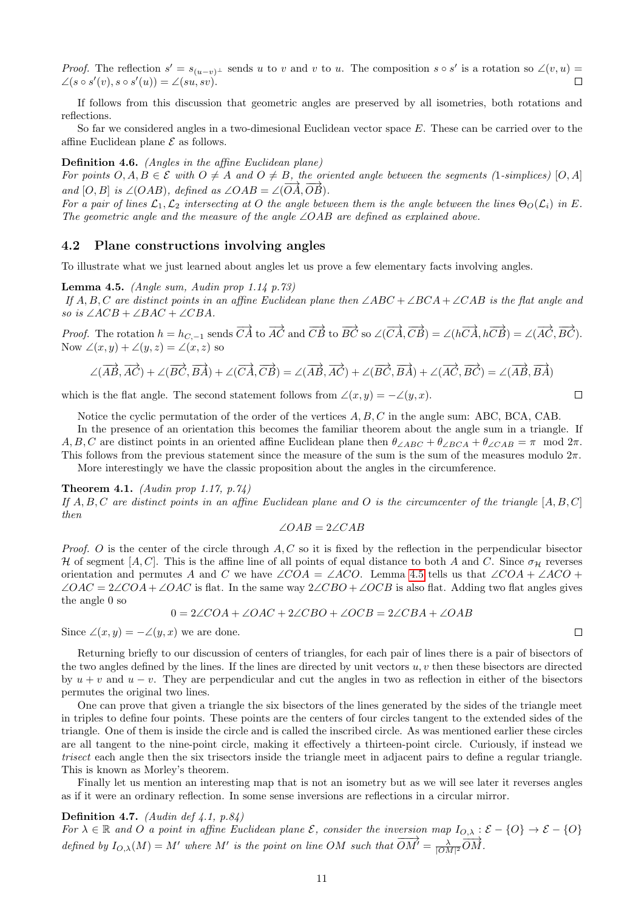*Proof.* The reflection $s' = s_{(u-v)^\perp}$ sends $u$ to $v$ and $v$ to $u$. The composition $s \circ s'$ is a rotation so $\angle(v, u) = \angle(s \circ s'(v), s \circ s'(u)) = \angle(su, sv)$. □

If follows from this discussion that geometric angles are preserved by all isometries, both rotations and reflections.

So far we considered angles in a two-dimesional Euclidean vector space $E$. These can be carried over to the affine Euclidean plane $\mathcal{E}$ as follows.

**Definition 4.6.** *(Angles in the affine Euclidean plane)*
*For points $O, A, B \in \mathcal{E}$ with $O \neq A$ and $O \neq B$, the oriented angle between the segments (1-simplices) $[O, A]$ and $[O, B]$ is $\angle(OAB)$, defined as $\angle OAB = \angle(\overrightarrow{OA}, \overrightarrow{OB})$.*
*For a pair of lines $\mathcal{L}_1, \mathcal{L}_2$ intersecting at $O$ the angle between them is the angle between the lines $\Theta_O(\mathcal{L}_i)$ in $E$. The geometric angle and the measure of the angle $\angle OAB$ are defined as explained above.*

## 4.2 Plane constructions involving angles

To illustrate what we just learned about angles let us prove a few elementary facts involving angles.

**Lemma 4.5.** *(Angle sum, Audin prop 1.14 p.73)*
*If $A, B, C$ are distinct points in an affine Euclidean plane then $\angle ABC + \angle BCA + \angle CAB$ is the flat angle and so is $\angle ACB + \angle BAC + \angle CBA$.*

*Proof.* The rotation $h = h_{C,-1}$ sends $\overrightarrow{CA}$ to $\overrightarrow{AC}$ and $\overrightarrow{CB}$ to $\overrightarrow{BC}$ so $\angle(\overrightarrow{CA}, \overrightarrow{CB}) = \angle(h\overrightarrow{CA}, h\overrightarrow{CB}) = \angle(\overrightarrow{AC}, \overrightarrow{BC})$. Now $\angle(x, y) + \angle(y, z) = \angle(x, z)$ so

$$\angle(\overrightarrow{AB}, \overrightarrow{AC}) + \angle(\overrightarrow{BC}, \overrightarrow{BA}) + \angle(\overrightarrow{CA}, \overrightarrow{CB}) = \angle(\overrightarrow{AB}, \overrightarrow{AC}) + \angle(\overrightarrow{BC}, \overrightarrow{BA}) + \angle(\overrightarrow{AC}, \overrightarrow{BC}) = \angle(\overrightarrow{AB}, \overrightarrow{BA})$$

which is the flat angle. The second statement follows from $\angle(x, y) = -\angle(y, x)$. □

Notice the cyclic permutation of the order of the vertices $A, B, C$ in the angle sum: ABC, BCA, CAB.

In the presence of an orientation this becomes the familiar theorem about the angle sum in a triangle. If $A, B, C$ are distinct points in an oriented affine Euclidean plane then $\theta_{\angle ABC} + \theta_{\angle BCA} + \theta_{\angle CAB} = \pi \mod 2\pi$. This follows from the previous statement since the measure of the sum is the sum of the measures modulo $2\pi$.

More interestingly we have the classic proposition about the angles in the circumference.

**Theorem 4.1.** *(Audin prop 1.17, p.74)*
*If $A, B, C$ are distinct points in an affine Euclidean plane and $O$ is the circumcenter of the triangle $[A, B, C]$ then*

$$\angle OAB = 2\angle CAB$$

*Proof.* $O$ is the center of the circle through $A, C$ so it is fixed by the reflection in the perpendicular bisector $\mathcal{H}$ of segment $[A, C]$. This is the affine line of all points of equal distance to both $A$ and $C$. Since $\sigma_{\mathcal{H}}$ reverses orientation and permutes $A$ and $C$ we have $\angle COA = \angle ACO$. Lemma 4.5 tells us that $\angle COA + \angle ACO + \angle OAC = 2\angle COA + \angle OAC$ is flat. In the same way $2\angle CBO + \angle OCB$ is also flat. Adding two flat angles gives the angle 0 so

$$0 = 2\angle COA + \angle OAC + 2\angle CBO + \angle OCB = 2\angle CBA + \angle OAB$$

Since $\angle(x, y) = -\angle(y, x)$ we are done. □

Returning briefly to our discussion of centers of triangles, for each pair of lines there is a pair of bisectors of the two angles defined by the lines. If the lines are directed by unit vectors $u, v$ then these bisectors are directed by $u + v$ and $u - v$. They are perpendicular and cut the angles in two as reflection in either of the bisectors permutes the original two lines.

One can prove that given a triangle the six bisectors of the lines generated by the sides of the triangle meet in triples to define four points. These points are the centers of four circles tangent to the extended sides of the triangle. One of them is inside the circle and is called the inscribed circle. As was mentioned earlier these circles are all tangent to the nine-point circle, making it effectively a thirteen-point circle. Curiously, if instead we *trisect* each angle then the six trisectors inside the triangle meet in adjacent pairs to define a regular triangle. This is known as Morley's theorem.

Finally let us mention an interesting map that is not an isometry but as we will see later it reverses angles as if it were an ordinary reflection. In some sense inversions are reflections in a circular mirror.

**Definition 4.7.** *(Audin def 4.1, p.84)*
*For $\lambda \in \mathbb{R}$ and $O$ a point in affine Euclidean plane $\mathcal{E}$, consider the inversion map $I_{O,\lambda} : \mathcal{E} - \{O\} \to \mathcal{E} - \{O\}$ defined by $I_{O,\lambda}(M) = M'$ where $M'$ is the point on line $OM$ such that $\overrightarrow{OM'} = \frac{\lambda}{|OM|^2}\overrightarrow{OM}$.*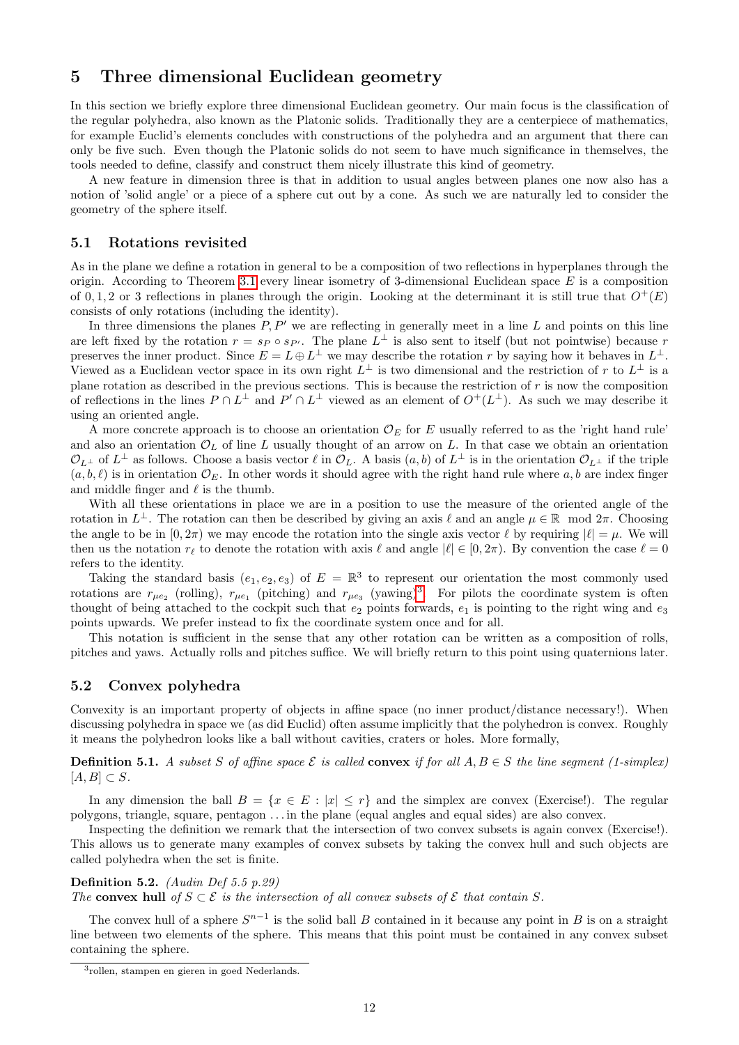## 5 Three dimensional Euclidean geometry

In this section we briefly explore three dimensional Euclidean geometry. Our main focus is the classification of the regular polyhedra, also known as the Platonic solids. Traditionally they are a centerpiece of mathematics, for example Euclid's elements concludes with constructions of the polyhedra and an argument that there can only be five such. Even though the Platonic solids do not seem to have much significance in themselves, the tools needed to define, classify and construct them nicely illustrate this kind of geometry.

A new feature in dimension three is that in addition to usual angles between planes one now also has a notion of 'solid angle' or a piece of a sphere cut out by a cone. As such we are naturally led to consider the geometry of the sphere itself.

### 5.1 Rotations revisited

As in the plane we define a rotation in general to be a composition of two reflections in hyperplanes through the origin. According to Theorem 3.1 every linear isometry of 3-dimensional Euclidean space $E$ is a composition of $0, 1, 2$ or $3$ reflections in planes through the origin. Looking at the determinant it is still true that $O^+(E)$ consists of only rotations (including the identity).

In three dimensions the planes $P, P'$ we are reflecting in generally meet in a line $L$ and points on this line are left fixed by the rotation $r = s_P \circ s_{P'}$. The plane $L^\perp$ is also sent to itself (but not pointwise) because $r$ preserves the inner product. Since $E = L \oplus L^\perp$ we may describe the rotation $r$ by saying how it behaves in $L^\perp$. Viewed as a Euclidean vector space in its own right $L^\perp$ is two dimensional and the restriction of $r$ to $L^\perp$ is a plane rotation as described in the previous sections. This is because the restriction of $r$ is now the composition of reflections in the lines $P \cap L^\perp$ and $P' \cap L^\perp$ viewed as an element of $O^+(L^\perp)$. As such we may describe it using an oriented angle.

A more concrete approach is to choose an orientation $\mathcal{O}_E$ for $E$ usually referred to as the 'right hand rule' and also an orientation $\mathcal{O}_L$ of line $L$ usually thought of an arrow on $L$. In that case we obtain an orientation $\mathcal{O}_{L^\perp}$ of $L^\perp$ as follows. Choose a basis vector $\ell$ in $\mathcal{O}_L$. A basis $(a, b)$ of $L^\perp$ is in the orientation $\mathcal{O}_{L^\perp}$ if the triple $(a, b, \ell)$ is in orientation $\mathcal{O}_E$. In other words it should agree with the right hand rule where $a, b$ are index finger and middle finger and $\ell$ is the thumb.

With all these orientations in place we are in a position to use the measure of the oriented angle of the rotation in $L^\perp$. The rotation can then be described by giving an axis $\ell$ and an angle $\mu \in \mathbb{R} \mod 2\pi$. Choosing the angle to be in $[0, 2\pi)$ we may encode the rotation into the single axis vector $\ell$ by requiring $|\ell| = \mu$. We will then us the notation $r_\ell$ to denote the rotation with axis $\ell$ and angle $|\ell| \in [0, 2\pi)$. By convention the case $\ell = 0$ refers to the identity.

Taking the standard basis $(e_1, e_2, e_3)$ of $E = \mathbb{R}^3$ to represent our orientation the most commonly used rotations are $r_{\mu e_2}$ (rolling), $r_{\mu e_1}$ (pitching) and $r_{\mu e_3}$ (yawing)[3]. For pilots the coordinate system is often thought of being attached to the cockpit such that $e_2$ points forwards, $e_1$ is pointing to the right wing and $e_3$ points upwards. We prefer instead to fix the coordinate system once and for all.

This notation is sufficient in the sense that any other rotation can be written as a composition of rolls, pitches and yaws. Actually rolls and pitches suffice. We will briefly return to this point using quaternions later.

### 5.2 Convex polyhedra

Convexity is an important property of objects in affine space (no inner product/distance necessary!). When discussing polyhedra in space we (as did Euclid) often assume implicitly that the polyhedron is convex. Roughly it means the polyhedron looks like a ball without cavities, craters or holes. More formally,

**Definition 5.1.** *A subset $S$ of affine space $\mathcal{E}$ is called* **convex** *if for all $A, B \in S$ the line segment (1-simplex) $[A, B] \subset S$.*

In any dimension the ball $B = \{x \in E : |x| \leq r\}$ and the simplex are convex (Exercise!). The regular polygons, triangle, square, pentagon ... in the plane (equal angles and equal sides) are also convex.

Inspecting the definition we remark that the intersection of two convex subsets is again convex (Exercise!). This allows us to generate many examples of convex subsets by taking the convex hull and such objects are called polyhedra when the set is finite.

**Definition 5.2.** *(Audin Def 5.5 p.29)*
*The* **convex hull** *of $S \subset \mathcal{E}$ is the intersection of all convex subsets of $\mathcal{E}$ that contain $S$.*

The convex hull of a sphere $S^{n-1}$ is the solid ball $B$ contained in it because any point in $B$ is on a straight line between two elements of the sphere. This means that this point must be contained in any convex subset containing the sphere.

[3] rollen, stampen en gieren in goed Nederlands.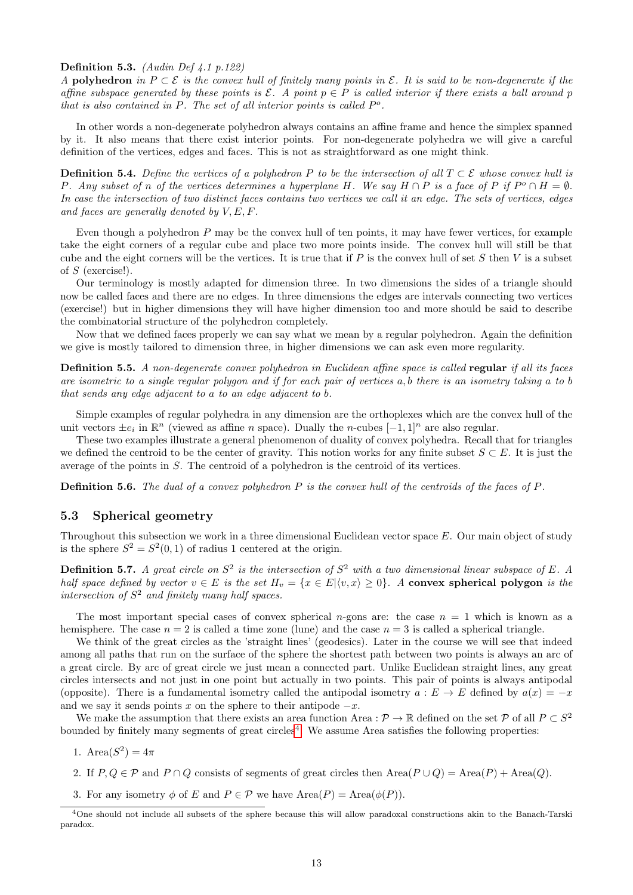**Definition 5.3.** *(Audin Def 4.1 p.122)*
*A* **polyhedron** *in $P \subset \mathcal{E}$ is the convex hull of finitely many points in $\mathcal{E}$. It is said to be non-degenerate if the affine subspace generated by these points is $\mathcal{E}$. A point $p \in P$ is called interior if there exists a ball around $p$ that is also contained in $P$. The set of all interior points is called $P^o$.*

In other words a non-degenerate polyhedron always contains an affine frame and hence the simplex spanned by it. It also means that there exist interior points. For non-degenerate polyhedra we will give a careful definition of the vertices, edges and faces. This is not as straightforward as one might think.

**Definition 5.4.** *Define the vertices of a polyhedron $P$ to be the intersection of all $T \subset \mathcal{E}$ whose convex hull is $P$. Any subset of $n$ of the vertices determines a hyperplane $H$. We say $H \cap P$ is a face of $P$ if $P^o \cap H = \emptyset$. In case the intersection of two distinct faces contains two vertices we call it an edge. The sets of vertices, edges and faces are generally denoted by $V, E, F$.*

Even though a polyhedron $P$ may be the convex hull of ten points, it may have fewer vertices, for example take the eight corners of a regular cube and place two more points inside. The convex hull will still be that cube and the eight corners will be the vertices. It is true that if $P$ is the convex hull of set $S$ then $V$ is a subset of $S$ (exercise!).

Our terminology is mostly adapted for dimension three. In two dimensions the sides of a triangle should now be called faces and there are no edges. In three dimensions the edges are intervals connecting two vertices (exercise!) but in higher dimensions they will have higher dimension too and more should be said to describe the combinatorial structure of the polyhedron completely.

Now that we defined faces properly we can say what we mean by a regular polyhedron. Again the definition we give is mostly tailored to dimension three, in higher dimensions we can ask even more regularity.

**Definition 5.5.** *A non-degenerate convex polyhedron in Euclidean affine space is called* **regular** *if all its faces are isometric to a single regular polygon and if for each pair of vertices $a, b$ there is an isometry taking $a$ to $b$ that sends any edge adjacent to $a$ to an edge adjacent to $b$.*

Simple examples of regular polyhedra in any dimension are the orthoplexes which are the convex hull of the unit vectors $\pm e_i$ in $\mathbb{R}^n$ (viewed as affine $n$ space). Dually the $n$-cubes $[-1, 1]^n$ are also regular.

These two examples illustrate a general phenomenon of duality of convex polyhedra. Recall that for triangles we defined the centroid to be the center of gravity. This notion works for any finite subset $S \subset E$. It is just the average of the points in $S$. The centroid of a polyhedron is the centroid of its vertices.

**Definition 5.6.** *The dual of a convex polyhedron $P$ is the convex hull of the centroids of the faces of $P$.*

## 5.3 Spherical geometry

Throughout this subsection we work in a three dimensional Euclidean vector space $E$. Our main object of study is the sphere $S^2 = S^2(0, 1)$ of radius 1 centered at the origin.

**Definition 5.7.** *A great circle on $S^2$ is the intersection of $S^2$ with a two dimensional linear subspace of $E$. A half space defined by vector $v \in E$ is the set $H_v = \{x \in E | \langle v, x\rangle \geq 0\}$. A* **convex spherical polygon** *is the intersection of $S^2$ and finitely many half spaces.*

The most important special cases of convex spherical $n$-gons are: the case $n = 1$ which is known as a hemisphere. The case $n = 2$ is called a time zone (lune) and the case $n = 3$ is called a spherical triangle.

We think of the great circles as the 'straight lines' (geodesics). Later in the course we will see that indeed among all paths that run on the surface of the sphere the shortest path between two points is always an arc of a great circle. By arc of great circle we just mean a connected part. Unlike Euclidean straight lines, any great circles intersects and not just in one point but actually in two points. This pair of points is always antipodal (opposite). There is a fundamental isometry called the antipodal isometry $a : E \to E$ defined by $a(x) = -x$ and we say it sends points $x$ on the sphere to their antipode $-x$.

We make the assumption that there exists an area function $\text{Area} : \mathcal{P} \to \mathbb{R}$ defined on the set $\mathcal{P}$ of all $P \subset S^2$ bounded by finitely many segments of great circles[4]. We assume Area satisfies the following properties:

1. $\text{Area}(S^2) = 4\pi$
2. If $P, Q \in \mathcal{P}$ and $P \cap Q$ consists of segments of great circles then $\text{Area}(P \cup Q) = \text{Area}(P) + \text{Area}(Q)$.
3. For any isometry $\phi$ of $E$ and $P \in \mathcal{P}$ we have $\text{Area}(P) = \text{Area}(\phi(P))$.

[4] One should not include all subsets of the sphere because this will allow paradoxal constructions akin to the Banach-Tarski paradox.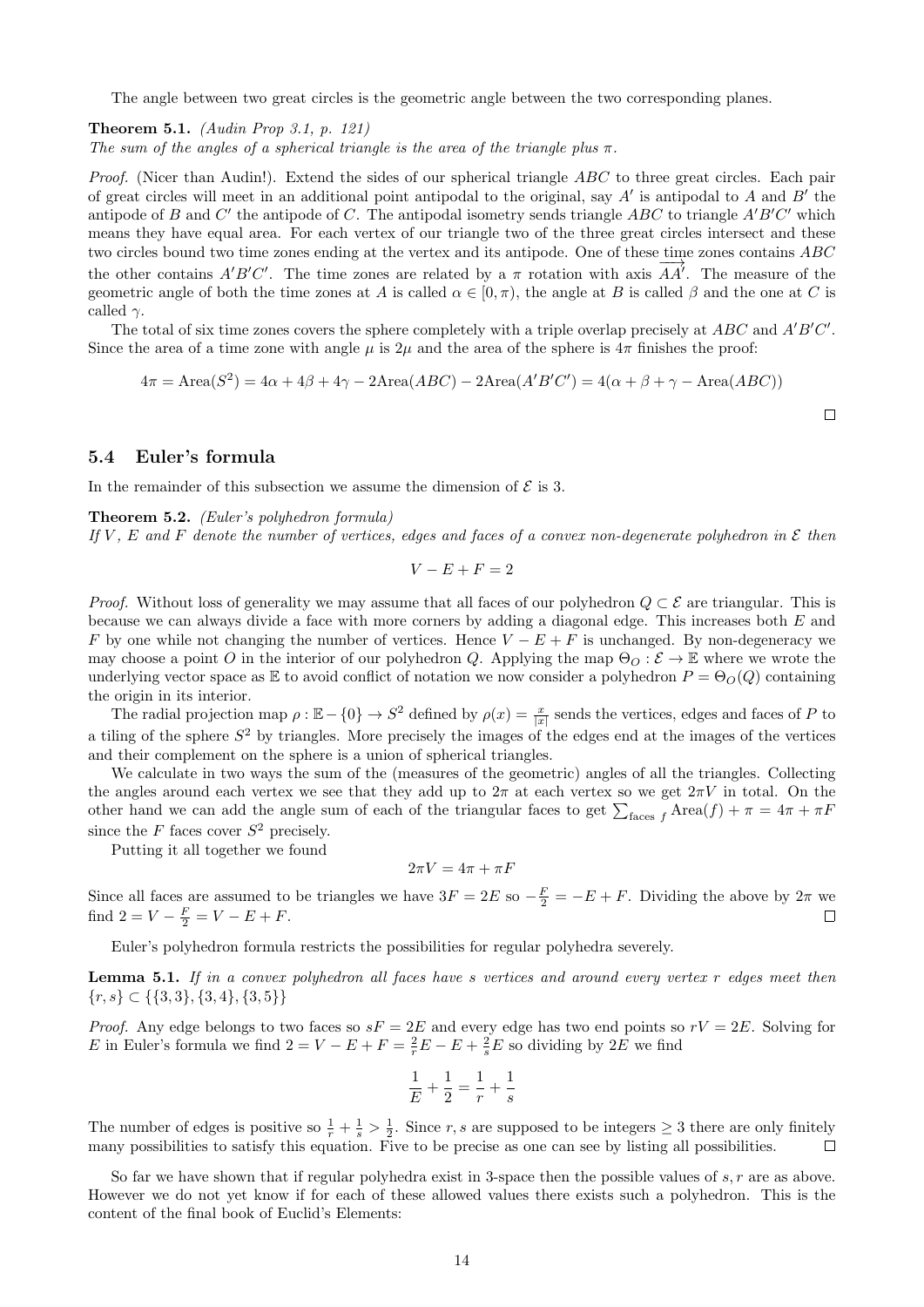The angle between two great circles is the geometric angle between the two corresponding planes.

**Theorem 5.1.** *(Audin Prop 3.1, p. 121)*
*The sum of the angles of a spherical triangle is the area of the triangle plus $\pi$.*

*Proof.* (Nicer than Audin!). Extend the sides of our spherical triangle $ABC$ to three great circles. Each pair of great circles will meet in an additional point antipodal to the original, say $A'$ is antipodal to $A$ and $B'$ the antipode of $B$ and $C'$ the antipode of $C$. The antipodal isometry sends triangle $ABC$ to triangle $A'B'C'$ which means they have equal area. For each vertex of our triangle two of the three great circles intersect and these two circles bound two time zones ending at the vertex and its antipode. One of these time zones contains $ABC$ the other contains $A'B'C'$. The time zones are related by a $\pi$ rotation with axis $\overrightarrow{AA'}$. The measure of the geometric angle of both the time zones at $A$ is called $\alpha \in [0, \pi)$, the angle at $B$ is called $\beta$ and the one at $C$ is called $\gamma$.

The total of six time zones covers the sphere completely with a triple overlap precisely at $ABC$ and $A'B'C'$. Since the area of a time zone with angle $\mu$ is $2\mu$ and the area of the sphere is $4\pi$ finishes the proof:

$$4\pi = \text{Area}(S^2) = 4\alpha + 4\beta + 4\gamma - 2\text{Area}(ABC) - 2\text{Area}(A'B'C') = 4(\alpha + \beta + \gamma - \text{Area}(ABC))$$

□

## 5.4 Euler's formula

In the remainder of this subsection we assume the dimension of $\mathcal{E}$ is 3.

**Theorem 5.2.** *(Euler's polyhedron formula)*
*If $V$, $E$ and $F$ denote the number of vertices, edges and faces of a convex non-degenerate polyhedron in $\mathcal{E}$ then*

$$V - E + F = 2$$

*Proof.* Without loss of generality we may assume that all faces of our polyhedron $Q \subset \mathcal{E}$ are triangular. This is because we can always divide a face with more corners by adding a diagonal edge. This increases both $E$ and $F$ by one while not changing the number of vertices. Hence $V - E + F$ is unchanged. By non-degeneracy we may choose a point $O$ in the interior of our polyhedron $Q$. Applying the map $\Theta_O : \mathcal{E} \to \mathbb{E}$ where we wrote the underlying vector space as $\mathbb{E}$ to avoid conflict of notation we now consider a polyhedron $P = \Theta_O(Q)$ containing the origin in its interior.

The radial projection map $\rho : \mathbb{E} - \{0\} \to S^2$ defined by $\rho(x) = \frac{x}{|x|}$ sends the vertices, edges and faces of $P$ to a tiling of the sphere $S^2$ by triangles. More precisely the images of the edges end at the images of the vertices and their complement on the sphere is a union of spherical triangles.

We calculate in two ways the sum of the (measures of the geometric) angles of all the triangles. Collecting the angles around each vertex we see that they add up to $2\pi$ at each vertex so we get $2\pi V$ in total. On the other hand we can add the angle sum of each of the triangular faces to get $\sum_{\text{faces } f} \text{Area}(f) + \pi = 4\pi + \pi F$ since the $F$ faces cover $S^2$ precisely.

Putting it all together we found

$$2\pi V = 4\pi + \pi F$$

Since all faces are assumed to be triangles we have $3F = 2E$ so $-\frac{F}{2} = -E + F$. Dividing the above by $2\pi$ we find $2 = V - \frac{F}{2} = V - E + F$. □

Euler's polyhedron formula restricts the possibilities for regular polyhedra severely.

**Lemma 5.1.** *If in a convex polyhedron all faces have $s$ vertices and around every vertex $r$ edges meet then $\{r, s\} \subset \{\{3, 3\}, \{3, 4\}, \{3, 5\}\}$*

*Proof.* Any edge belongs to two faces so $sF = 2E$ and every edge has two end points so $rV = 2E$. Solving for $E$ in Euler's formula we find $2 = V - E + F = \frac{2}{r}E - E + \frac{2}{s}E$ so dividing by $2E$ we find

$$\frac{1}{E} + \frac{1}{2} = \frac{1}{r} + \frac{1}{s}$$

The number of edges is positive so $\frac{1}{r} + \frac{1}{s} > \frac{1}{2}$. Since $r, s$ are supposed to be integers $\geq 3$ there are only finitely many possibilities to satisfy this equation. Five to be precise as one can see by listing all possibilities. □

So far we have shown that if regular polyhedra exist in 3-space then the possible values of $s, r$ are as above. However we do not yet know if for each of these allowed values there exists such a polyhedron. This is the content of the final book of Euclid's Elements: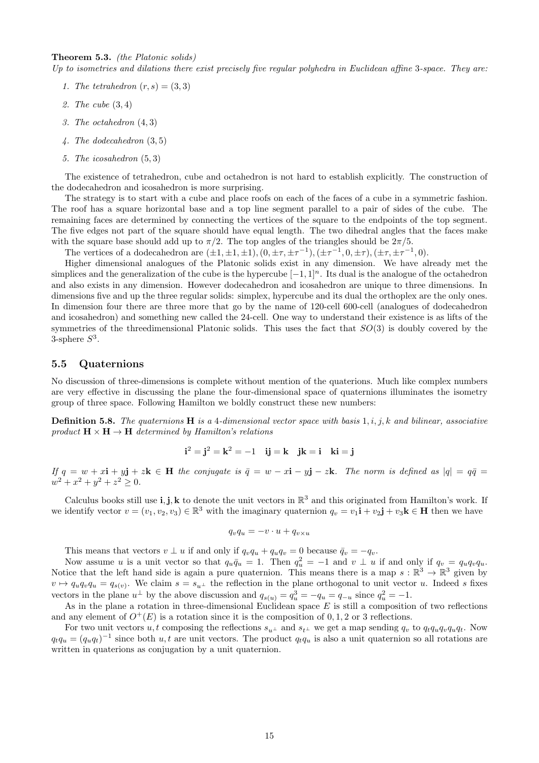**Theorem 5.3.** *(the Platonic solids)*
*Up to isometries and dilations there exist precisely five regular polyhedra in Euclidean affine 3-space. They are:*

1. *The tetrahedron $(r, s) = (3, 3)$*
2. *The cube $(3, 4)$*
3. *The octahedron $(4, 3)$*
4. *The dodecahedron $(3, 5)$*
5. *The icosahedron $(5, 3)$*

The existence of tetrahedron, cube and octahedron is not hard to establish explicitly. The construction of the dodecahedron and icosahedron is more surprising.

The strategy is to start with a cube and place roofs on each of the faces of a cube in a symmetric fashion. The roof has a square horizontal base and a top line segment parallel to a pair of sides of the cube. The remaining faces are determined by connecting the vertices of the square to the endpoints of the top segment. The five edges not part of the square should have equal length. The two dihedral angles that the faces make with the square base should add up to $\pi/2$. The top angles of the triangles should be $2\pi/5$.

The vertices of a dodecahedron are $(\pm 1, \pm 1, \pm 1), (0, \pm\tau, \pm\tau^{-1}), (\pm\tau^{-1}, 0, \pm\tau), (\pm\tau, \pm\tau^{-1}, 0)$.

Higher dimensional analogues of the Platonic solids exist in any dimension. We have already met the simplices and the generalization of the cube is the hypercube $[-1, 1]^n$. Its dual is the analogue of the octahedron and also exists in any dimension. However dodecahedron and icosahedron are unique to three dimensions. In dimensions five and up the three regular solids: simplex, hypercube and its dual the orthoplex are the only ones. In dimension four there are three more that go by the name of 120-cell 600-cell (analogues of dodecahedron and icosahedron) and something new called the 24-cell. One way to understand their existence is as lifts of the symmetries of the threedimensional Platonic solids. This uses the fact that $SO(3)$ is doubly covered by the 3-sphere $S^3$.

## 5.5 Quaternions

No discussion of three-dimensions is complete without mention of the quaterions. Much like complex numbers are very effective in discussing the plane the four-dimensional space of quaternions illuminates the isometry group of three space. Following Hamilton we boldly construct these new numbers:

**Definition 5.8.** *The quaternions $\mathbf{H}$ is a 4-dimensional vector space with basis $1, i, j, k$ and bilinear, associative product $\mathbf{H} \times \mathbf{H} \to \mathbf{H}$ determined by Hamilton's relations*

$$\mathbf{i}^2 = \mathbf{j}^2 = \mathbf{k}^2 = -1 \quad \mathbf{ij} = \mathbf{k} \quad \mathbf{jk} = \mathbf{i} \quad \mathbf{ki} = \mathbf{j}$$

*If $q = w + x\mathbf{i} + y\mathbf{j} + z\mathbf{k} \in \mathbf{H}$ the conjugate is $\bar{q} = w - x\mathbf{i} - y\mathbf{j} - z\mathbf{k}$. The norm is defined as $|q| = q\bar{q} = w^2 + x^2 + y^2 + z^2 \geq 0$.*

Calculus books still use $\mathbf{i}, \mathbf{j}, \mathbf{k}$ to denote the unit vectors in $\mathbb{R}^3$ and this originated from Hamilton's work. If we identify vector $v = (v_1, v_2, v_3) \in \mathbb{R}^3$ with the imaginary quaternion $q_v = v_1\mathbf{i} + v_2\mathbf{j} + v_3\mathbf{k} \in \mathbf{H}$ then we have

$$q_v q_u = -v \cdot u + q_{v \times u}$$

This means that vectors $v \perp u$ if and only if $q_v q_u + q_u q_v = 0$ because $\bar{q}_v = -q_v$.

Now assume $u$ is a unit vector so that $q_u \bar{q}_u = 1$. Then $q_u^2 = -1$ and $v \perp u$ if and only if $q_v = q_u q_v q_u$. Notice that the left hand side is again a pure quaternion. This means there is a map $s : \mathbb{R}^3 \to \mathbb{R}^3$ given by $v \mapsto q_u q_v q_u = q_{s(v)}$. We claim $s = s_{u^\perp}$ the reflection in the plane orthogonal to unit vector $u$. Indeed $s$ fixes vectors in the plane $u^\perp$ by the above discussion and $q_{s(u)} = q_u^3 = -q_u = q_{-u}$ since $q_u^2 = -1$.

As in the plane a rotation in three-dimensional Euclidean space $E$ is still a composition of two reflections and any element of $O^+(E)$ is a rotation since it is the composition of $0, 1, 2$ or $3$ reflections.

For two unit vectors $u, t$ composing the reflections $s_{u^\perp}$ and $s_{t^\perp}$ we get a map sending $q_v$ to $q_t q_u q_v q_u q_t$. Now $q_t q_u = (q_u q_t)^{-1}$ since both $u, t$ are unit vectors. The product $q_t q_u$ is also a unit quaternion so all rotations are written in quaterions as conjugation by a unit quaternion.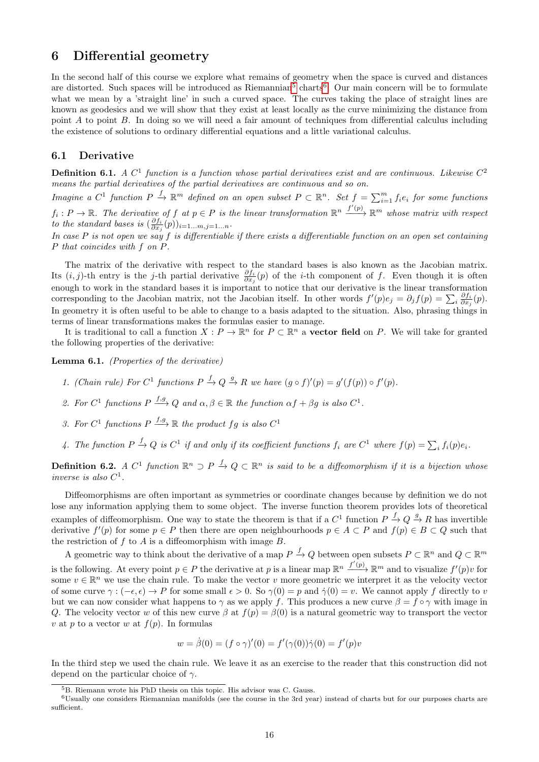# 6 Differential geometry

In the second half of this course we explore what remains of geometry when the space is curved and distances are distorted. Such spaces will be introduced as Riemannian[5] charts[6]. Our main concern will be to formulate what we mean by a 'straight line' in such a curved space. The curves taking the place of straight lines are known as geodesics and we will show that they exist at least locally as the curve minimizing the distance from point $A$ to point $B$. In doing so we will need a fair amount of techniques from differential calculus including the existence of solutions to ordinary differential equations and a little variational calculus.

## 6.1 Derivative

**Definition 6.1.** *A $C^1$ function is a function whose partial derivatives exist and are continuous. Likewise $C^2$ means the partial derivatives of the partial derivatives are continuous and so on.*
*Imagine a $C^1$ function $P \xrightarrow{f} \mathbb{R}^m$ defined on an open subset $P \subset \mathbb{R}^n$. Set $f = \sum_{i=1}^m f_i e_i$ for some functions $f_i : P \to \mathbb{R}$. The derivative of $f$ at $p \in P$ is the linear transformation $\mathbb{R}^n \xrightarrow{f'(p)} \mathbb{R}^m$ whose matrix with respect to the standard bases is $(\frac{\partial f_i}{\partial x_j}(p))_{i=1\dots m, j=1\dots n}$.*
*In case $P$ is not open we say $f$ is differentiable if there exists a differentiable function on an open set containing $P$ that coincides with $f$ on $P$.*

The matrix of the derivative with respect to the standard bases is also known as the Jacobian matrix. Its $(i,j)$-th entry is the $j$-th partial derivative $\frac{\partial f_i}{\partial x_j}(p)$ of the $i$-th component of $f$. Even though it is often enough to work in the standard bases it is important to notice that our derivative is the linear transformation corresponding to the Jacobian matrix, not the Jacobian itself. In other words $f'(p)e_j = \partial_j f(p) = \sum_i \frac{\partial f_i}{\partial x_j}(p)$. In geometry it is often useful to be able to change to a basis adapted to the situation. Also, phrasing things in terms of linear transformations makes the formulas easier to manage.

It is traditional to call a function $X : P \to \mathbb{R}^n$ for $P \subset \mathbb{R}^n$ a **vector field** on $P$. We will take for granted the following properties of the derivative:

**Lemma 6.1.** *(Properties of the derivative)*

1. *(Chain rule) For $C^1$ functions $P \xrightarrow{f} Q \xrightarrow{g} R$ we have $(g \circ f)'(p) = g'(f(p)) \circ f'(p)$.*
2. *For $C^1$ functions $P \xrightarrow{f,g} Q$ and $\alpha, \beta \in \mathbb{R}$ the function $\alpha f + \beta g$ is also $C^1$.*
3. *For $C^1$ functions $P \xrightarrow{f,g} \mathbb{R}$ the product $fg$ is also $C^1$*
4. *The function $P \xrightarrow{f} Q$ is $C^1$ if and only if its coefficient functions $f_i$ are $C^1$ where $f(p) = \sum_i f_i(p) e_i$.*

**Definition 6.2.** *A $C^1$ function $\mathbb{R}^n \supset P \xrightarrow{f} Q \subset \mathbb{R}^n$ is said to be a diffeomorphism if it is a bijection whose inverse is also $C^1$.*

Diffeomorphisms are often important as symmetries or coordinate changes because by definition we do not lose any information applying them to some object. The inverse function theorem provides lots of theoretical examples of diffeomorphism. One way to state the theorem is that if a $C^1$ function $P \xrightarrow{f} Q \xrightarrow{g} R$ has invertible derivative $f'(p)$ for some $p \in P$ then there are open neighbourhoods $p \in A \subset P$ and $f(p) \in B \subset Q$ such that the restriction of $f$ to $A$ is a diffeomorphism with image $B$.

A geometric way to think about the derivative of a map $P \xrightarrow{f} Q$ between open subsets $P \subset \mathbb{R}^n$ and $Q \subset \mathbb{R}^m$ is the following. At every point $p \in P$ the derivative at $p$ is a linear map $\mathbb{R}^n \xrightarrow{f'(p)} \mathbb{R}^m$ and to visualize $f'(p)v$ for some $v \in \mathbb{R}^n$ we use the chain rule. To make the vector $v$ more geometric we interpret it as the velocity vector of some curve $\gamma : (-\epsilon, \epsilon) \to P$ for some small $\epsilon > 0$. So $\gamma(0) = p$ and $\dot\gamma(0) = v$. We cannot apply $f$ directly to $v$ but we can now consider what happens to $\gamma$ as we apply $f$. This produces a new curve $\beta = f \circ \gamma$ with image in $Q$. The velocity vector $w$ of this new curve $\beta$ at $f(p) = \beta(0)$ is a natural geometric way to transport the vector $v$ at $p$ to a vector $w$ at $f(p)$. In formulas

$$w = \dot\beta(0) = (f \circ \gamma)'(0) = f'(\gamma(0))\dot\gamma(0) = f'(p)v$$

In the third step we used the chain rule. We leave it as an exercise to the reader that this construction did not depend on the particular choice of $\gamma$.

[5] B. Riemann wrote his PhD thesis on this topic. His advisor was C. Gauss.

[6] Usually one considers Riemannian manifolds (see the course in the 3rd year) instead of charts but for our purposes charts are sufficient.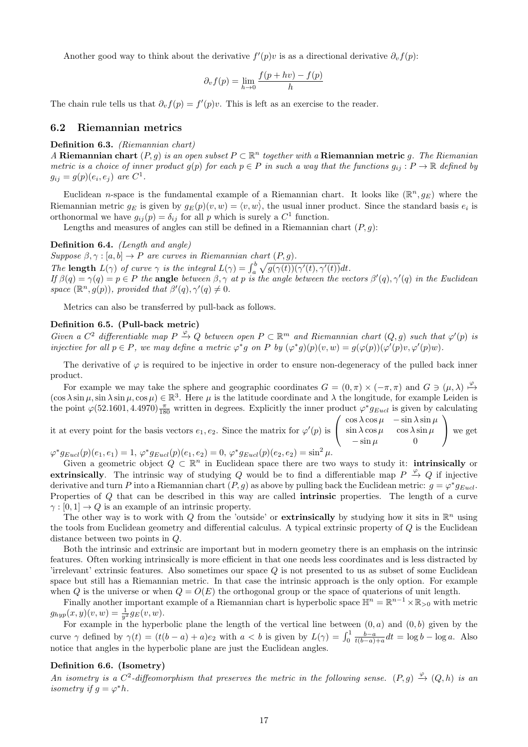Another good way to think about the derivative $f'(p)v$ is as a directional derivative $\partial_v f(p)$:

$$\partial_v f(p) = \lim_{h\to 0} \frac{f(p+hv) - f(p)}{h}$$

The chain rule tells us that $\partial_v f(p) = f'(p)v$. This is left as an exercise to the reader.

## 6.2 Riemannian metrics

**Definition 6.3.** *(Riemannian chart)*
*A* **Riemannian chart** *$(P, g)$ is an open subset $P \subset \mathbb{R}^n$ together with a* **Riemannian metric** *$g$. The Riemanian metric is a choice of inner product $g(p)$ for each $p \in P$ in such a way that the functions $g_{ij} : P \to \mathbb{R}$ defined by $g_{ij} = g(p)(e_i, e_j)$ are $C^1$.*

Euclidean $n$-space is the fundamental example of a Riemannian chart. It looks like $(\mathbb{R}^n, g_E)$ where the Riemannian metric $g_E$ is given by $g_E(p)(v, w) = \langle v, w\rangle$, the usual inner product. Since the standard basis $e_i$ is orthonormal we have $g_{ij}(p) = \delta_{ij}$ for all $p$ which is surely a $C^1$ function.

Lengths and measures of angles can still be defined in a Riemannian chart $(P, g)$:

**Definition 6.4.** *(Length and angle)*
*Suppose $\beta, \gamma : [a, b] \to P$ are curves in Riemannian chart $(P, g)$.*
*The* **length** *$L(\gamma)$ of curve $\gamma$ is the integral $L(\gamma) = \int_a^b \sqrt{g(\gamma(t))(\gamma'(t), \gamma'(t))}dt$.*
*If $\beta(q) = \gamma(q) = p \in P$ the* **angle** *between $\beta, \gamma$ at $p$ is the angle between the vectors $\beta'(q), \gamma'(q)$ in the Euclidean space $(\mathbb{R}^n, g(p))$, provided that $\beta'(q), \gamma'(q) \neq 0$.*

Metrics can also be transferred by pull-back as follows.

**Definition 6.5. (Pull-back metric)**
*Given a $C^2$ differentiable map $P \xrightarrow{\varphi} Q$ between open $P \subset \mathbb{R}^m$ and Riemannian chart $(Q, g)$ such that $\varphi'(p)$ is injective for all $p \in P$, we may define a metric $\varphi^* g$ on $P$ by $(\varphi^* g)(p)(v, w) = g(\varphi(p))(\varphi'(p)v, \varphi'(p)w)$.*

The derivative of $\varphi$ is required to be injective in order to ensure non-degeneracy of the pulled back inner product.

For example we may take the sphere and geographic coordinates $G = (0, \pi) \times (-\pi, \pi)$ and $G \ni (\mu, \lambda) \overset{\varphi}{\mapsto} (\cos\lambda \sin\mu, \sin\lambda \sin\mu, \cos\mu) \in \mathbb{R}^3$. Here $\mu$ is the latitude coordinate and $\lambda$ the longitude, for example Leiden is the point $\varphi(52.1601, 4.4970)\frac{\pi}{180}$ written in degrees. Explicitly the inner product $\varphi^* g_{Eucl}$ is given by calculating it at every point for the basis vectors $e_1, e_2$. Since the matrix for $\varphi'(p)$ is $\begin{pmatrix} \cos\lambda\cos\mu & -\sin\lambda\sin\mu \\ \sin\lambda\cos\mu & \cos\lambda\sin\mu \\ -\sin\mu & 0 \end{pmatrix}$ we get $\varphi^* g_{Eucl}(p)(e_1, e_1) = 1$, $\varphi^* g_{Eucl}(p)(e_1, e_2) = 0$, $\varphi^* g_{Eucl}(p)(e_2, e_2) = \sin^2\mu$.

Given a geometric object $Q \subset \mathbb{R}^n$ in Euclidean space there are two ways to study it: **intrinsically** or **extrinsically**. The intrinsic way of studying $Q$ would be to find a differentiable map $P \xrightarrow{\varphi} Q$ if injective derivative and turn $P$ into a Riemannian chart $(P, g)$ as above by pulling back the Euclidean metric: $g = \varphi^* g_{Eucl}$. Properties of $Q$ that can be described in this way are called **intrinsic** properties. The length of a curve $\gamma : [0, 1] \to Q$ is an example of an intrinsic property.

The other way is to work with $Q$ from the 'outside' or **extrinsically** by studying how it sits in $\mathbb{R}^n$ using the tools from Euclidean geometry and differential calculus. A typical extrinsic property of $Q$ is the Euclidean distance between two points in $Q$.

Both the intrinsic and extrinsic are important but in modern geometry there is an emphasis on the intrinsic features. Often working intrinsically is more efficient in that one needs less coordinates and is less distracted by 'irrelevant' extrinsic features. Also sometimes our space $Q$ is not presented to us as subset of some Euclidean space but still has a Riemannian metric. In that case the intrinsic approach is the only option. For example when $Q$ is the universe or when $Q = O(E)$ the orthogonal group or the space of quaterions of unit length.

Finally another important example of a Riemannian chart is hyperbolic space $\mathbb{H}^n = \mathbb{R}^{n-1} \times \mathbb{R}_{>0}$ with metric $g_{hyp}(x, y)(v, w) = \frac{1}{y^2} g_E(v, w)$.

For example in the hyperbolic plane the length of the vertical line between $(0, a)$ and $(0, b)$ given by the curve $\gamma$ defined by $\gamma(t) = (t(b-a) + a)e_2$ with $a < b$ is given by $L(\gamma) = \int_0^1 \frac{b-a}{t(b-a)+a} dt = \log b - \log a$. Also notice that angles in the hyperbolic plane are just the Euclidean angles.

**Definition 6.6. (Isometry)**
*An isometry is a $C^2$-diffeomorphism that preserves the metric in the following sense. $(P, g) \xrightarrow{\varphi} (Q, h)$ is an isometry if $g = \varphi^* h$.*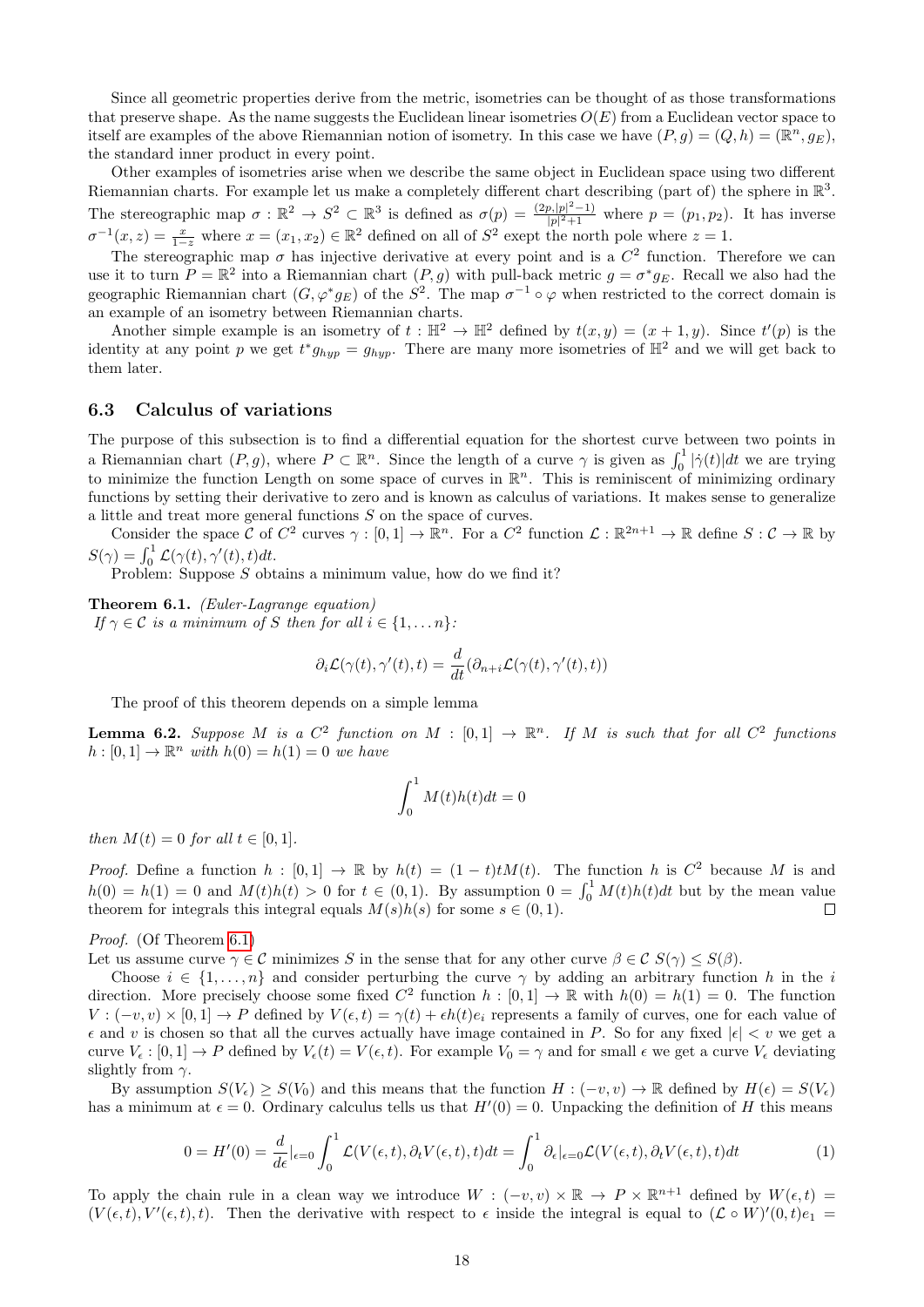Since all geometric properties derive from the metric, isometries can be thought of as those transformations that preserve shape. As the name suggests the Euclidean linear isometries $O(E)$ from a Euclidean vector space to itself are examples of the above Riemannian notion of isometry. In this case we have $(P,g) = (Q,h) = (\mathbb{R}^n, g_E)$, the standard inner product in every point.

Other examples of isometries arise when we describe the same object in Euclidean space using two different Riemannian charts. For example let us make a completely different chart describing (part of) the sphere in $\mathbb{R}^3$. The stereographic map $\sigma : \mathbb{R}^2 \to S^2 \subset \mathbb{R}^3$ is defined as $\sigma(p) = \frac{(2p, |p|^2-1)}{|p|^2+1}$ where $p = (p_1, p_2)$. It has inverse $\sigma^{-1}(x,z) = \frac{x}{1-z}$ where $x = (x_1, x_2) \in \mathbb{R}^2$ defined on all of $S^2$ exept the north pole where $z = 1$.

The stereographic map $\sigma$ has injective derivative at every point and is a $C^2$ function. Therefore we can use it to turn $P = \mathbb{R}^2$ into a Riemannian chart $(P, g)$ with pull-back metric $g = \sigma^* g_E$. Recall we also had the geographic Riemannian chart $(G, \varphi^* g_E)$ of the $S^2$. The map $\sigma^{-1} \circ \varphi$ when restricted to the correct domain is an example of an isometry between Riemannian charts.

Another simple example is an isometry of $t : \mathbb{H}^2 \to \mathbb{H}^2$ defined by $t(x,y) = (x+1, y)$. Since $t'(p)$ is the identity at any point $p$ we get $t^* g_{hyp} = g_{hyp}$. There are many more isometries of $\mathbb{H}^2$ and we will get back to them later.

### 6.3 Calculus of variations

The purpose of this subsection is to find a differential equation for the shortest curve between two points in a Riemannian chart $(P, g)$, where $P \subset \mathbb{R}^n$. Since the length of a curve $\gamma$ is given as $\int_0^1 |\dot\gamma(t)| dt$ we are trying to minimize the function Length on some space of curves in $\mathbb{R}^n$. This is reminiscent of minimizing ordinary functions by setting their derivative to zero and is known as calculus of variations. It makes sense to generalize a little and treat more general functions $S$ on the space of curves.

Consider the space $\mathcal{C}$ of $C^2$ curves $\gamma : [0,1] \to \mathbb{R}^n$. For a $C^2$ function $\mathcal{L} : \mathbb{R}^{2n+1} \to \mathbb{R}$ define $S : \mathcal{C} \to \mathbb{R}$ by $S(\gamma) = \int_0^1 \mathcal{L}(\gamma(t), \gamma'(t), t) dt$.

Problem: Suppose $S$ obtains a minimum value, how do we find it?

**Theorem 6.1.** *(Euler-Lagrange equation)*
*If $\gamma \in \mathcal{C}$ is a minimum of $S$ then for all $i \in \{1, \dots n\}$:*

$$\partial_i \mathcal{L}(\gamma(t), \gamma'(t), t) = \frac{d}{dt}(\partial_{n+i} \mathcal{L}(\gamma(t), \gamma'(t), t))$$

The proof of this theorem depends on a simple lemma

**Lemma 6.2.** *Suppose $M$ is a $C^2$ function on $M : [0,1] \to \mathbb{R}^n$. If $M$ is such that for all $C^2$ functions $h : [0,1] \to \mathbb{R}^n$ with $h(0) = h(1) = 0$ we have*

$$\int_0^1 M(t) h(t) dt = 0$$

*then $M(t) = 0$ for all $t \in [0,1]$.*

*Proof.* Define a function $h : [0,1] \to \mathbb{R}$ by $h(t) = (1-t)tM(t)$. The function $h$ is $C^2$ because $M$ is and $h(0) = h(1) = 0$ and $M(t)h(t) > 0$ for $t \in (0,1)$. By assumption $0 = \int_0^1 M(t)h(t)dt$ but by the mean value theorem for integrals this integral equals $M(s)h(s)$ for some $s \in (0,1)$. ∎

*Proof.* (Of Theorem 6.1)
Let us assume curve $\gamma \in \mathcal{C}$ minimizes $S$ in the sense that for any other curve $\beta \in \mathcal{C}$ $S(\gamma) \le S(\beta)$.

Choose $i \in \{1, \dots, n\}$ and consider perturbing the curve $\gamma$ by adding an arbitrary function $h$ in the $i$ direction. More precisely choose some fixed $C^2$ function $h : [0,1] \to \mathbb{R}$ with $h(0) = h(1) = 0$. The function $V : (-v, v) \times [0,1] \to P$ defined by $V(\epsilon, t) = \gamma(t) + \epsilon h(t) e_i$ represents a family of curves, one for each value of $\epsilon$ and $v$ is chosen so that all the curves actually have image contained in $P$. So for any fixed $|\epsilon| < v$ we get a curve $V_\epsilon : [0,1] \to P$ defined by $V_\epsilon(t) = V(\epsilon, t)$. For example $V_0 = \gamma$ and for small $\epsilon$ we get a curve $V_\epsilon$ deviating slightly from $\gamma$.

By assumption $S(V_\epsilon) \ge S(V_0)$ and this means that the function $H : (-v, v) \to \mathbb{R}$ defined by $H(\epsilon) = S(V_\epsilon)$ has a minimum at $\epsilon = 0$. Ordinary calculus tells us that $H'(0) = 0$. Unpacking the definition of $H$ this means

$$0 = H'(0) = \frac{d}{d\epsilon}\Big|_{\epsilon=0} \int_0^1 \mathcal{L}(V(\epsilon,t), \partial_t V(\epsilon,t), t) dt = \int_0^1 \partial_\epsilon|_{\epsilon=0} \mathcal{L}(V(\epsilon,t), \partial_t V(\epsilon,t), t) dt \tag{1}$$

To apply the chain rule in a clean way we introduce $W : (-v, v) \times \mathbb{R} \to P \times \mathbb{R}^{n+1}$ defined by $W(\epsilon, t) = (V(\epsilon, t), V'(\epsilon, t), t)$. Then the derivative with respect to $\epsilon$ inside the integral is equal to $(\mathcal{L} \circ W)'(0,t)e_1 =$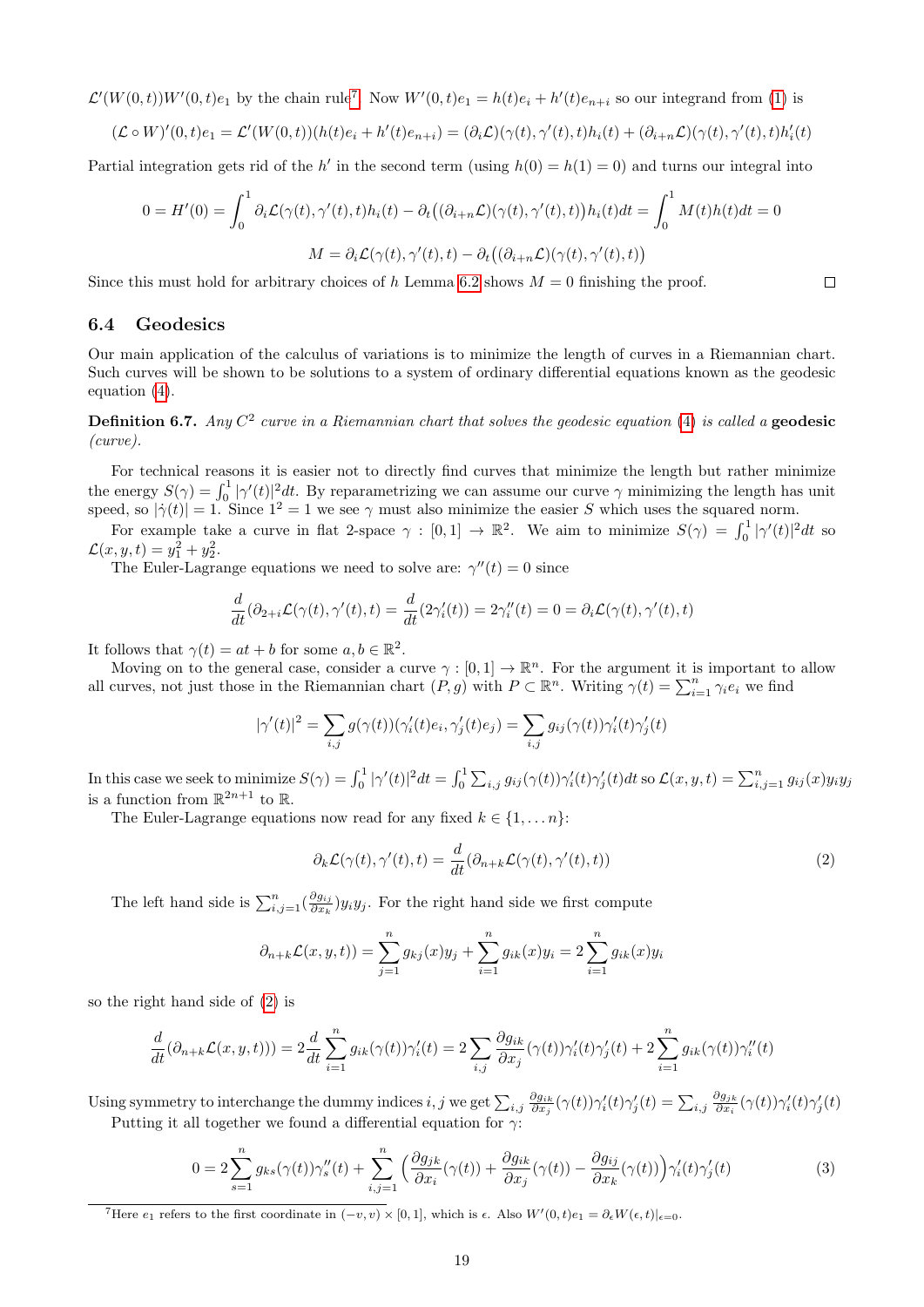$\mathcal{L}'(W(0,t))W'(0,t)e_1$ by the chain rule[7]. Now $W'(0,t)e_1 = h(t)e_i + h'(t)e_{n+i}$ so our integrand from (1) is

$$(\mathcal{L} \circ W)'(0,t)e_1 = \mathcal{L}'(W(0,t))(h(t)e_i + h'(t)e_{n+i}) = (\partial_i \mathcal{L})(\gamma(t), \gamma'(t), t)h_i(t) + (\partial_{i+n}\mathcal{L})(\gamma(t), \gamma'(t), t)h_i'(t)$$

Partial integration gets rid of the $h'$ in the second term (using $h(0) = h(1) = 0$) and turns our integral into

$$0 = H'(0) = \int_0^1 \partial_i \mathcal{L}(\gamma(t), \gamma'(t), t)h_i(t) - \partial_t\big((\partial_{i+n}\mathcal{L})(\gamma(t), \gamma'(t), t)\big)h_i(t)dt = \int_0^1 M(t)h(t)dt = 0$$

$$M = \partial_i \mathcal{L}(\gamma(t), \gamma'(t), t) - \partial_t\big((\partial_{i+n}\mathcal{L})(\gamma(t), \gamma'(t), t)\big)$$

Since this must hold for arbitrary choices of $h$ Lemma 6.2 shows $M = 0$ finishing the proof. □

## 6.4 Geodesics

Our main application of the calculus of variations is to minimize the length of curves in a Riemannian chart. Such curves will be shown to be solutions to a system of ordinary differential equations known as the geodesic equation (4).

**Definition 6.7.** *Any $C^2$ curve in a Riemannian chart that solves the geodesic equation (4) is called a* **geodesic** *(curve).*

For technical reasons it is easier not to directly find curves that minimize the length but rather minimize the energy $S(\gamma) = \int_0^1 |\gamma'(t)|^2 dt$. By reparametrizing we can assume our curve $\gamma$ minimizing the length has unit speed, so $|\dot{\gamma}(t)| = 1$. Since $1^2 = 1$ we see $\gamma$ must also minimize the easier $S$ which uses the squared norm.

For example take a curve in flat 2-space $\gamma : [0,1] \to \mathbb{R}^2$. We aim to minimize $S(\gamma) = \int_0^1 |\gamma'(t)|^2 dt$ so $\mathcal{L}(x,y,t) = y_1^2 + y_2^2$.

The Euler-Lagrange equations we need to solve are: $\gamma''(t) = 0$ since

$$\frac{d}{dt}(\partial_{2+i}\mathcal{L}(\gamma(t), \gamma'(t), t) = \frac{d}{dt}(2\gamma_i'(t)) = 2\gamma_i''(t) = 0 = \partial_i \mathcal{L}(\gamma(t), \gamma'(t), t)$$

It follows that $\gamma(t) = at + b$ for some $a, b \in \mathbb{R}^2$.

Moving on to the general case, consider a curve $\gamma : [0,1] \to \mathbb{R}^n$. For the argument it is important to allow all curves, not just those in the Riemannian chart $(P, g)$ with $P \subset \mathbb{R}^n$. Writing $\gamma(t) = \sum_{i=1}^n \gamma_i e_i$ we find

$$|\gamma'(t)|^2 = \sum_{i,j} g(\gamma(t))(\gamma_i'(t)e_i, \gamma_j'(t)e_j) = \sum_{i,j} g_{ij}(\gamma(t))\gamma_i'(t)\gamma_j'(t)$$

In this case we seek to minimize $S(\gamma) = \int_0^1 |\gamma'(t)|^2 dt = \int_0^1 \sum_{i,j} g_{ij}(\gamma(t))\gamma_i'(t)\gamma_j'(t)dt$ so $\mathcal{L}(x,y,t) = \sum_{i,j=1}^n g_{ij}(x)y_iy_j$ is a function from $\mathbb{R}^{2n+1}$ to $\mathbb{R}$.

The Euler-Lagrange equations now read for any fixed $k \in \{1, \ldots n\}$:

$$\partial_k \mathcal{L}(\gamma(t), \gamma'(t), t) = \frac{d}{dt}(\partial_{n+k}\mathcal{L}(\gamma(t), \gamma'(t), t)) \tag{2}$$

The left hand side is $\sum_{i,j=1}^n (\frac{\partial g_{ij}}{\partial x_k})y_iy_j$. For the right hand side we first compute

$$\partial_{n+k}\mathcal{L}(x,y,t)) = \sum_{j=1}^n g_{kj}(x)y_j + \sum_{i=1}^n g_{ik}(x)y_i = 2\sum_{i=1}^n g_{ik}(x)y_i$$

so the right hand side of (2) is

$$\frac{d}{dt}(\partial_{n+k}\mathcal{L}(x,y,t))) = 2\frac{d}{dt}\sum_{i=1}^n g_{ik}(\gamma(t))\gamma_i'(t) = 2\sum_{i,j}\frac{\partial g_{ik}}{\partial x_j}(\gamma(t))\gamma_i'(t)\gamma_j'(t) + 2\sum_{i=1}^n g_{ik}(\gamma(t))\gamma_i''(t)$$

Using symmetry to interchange the dummy indices $i,j$ we get $\sum_{i,j}\frac{\partial g_{ik}}{\partial x_j}(\gamma(t))\gamma_i'(t)\gamma_j'(t) = \sum_{i,j}\frac{\partial g_{jk}}{\partial x_i}(\gamma(t))\gamma_i'(t)\gamma_j'(t)$

Putting it all together we found a differential equation for $\gamma$:

$$0 = 2\sum_{s=1}^n g_{ks}(\gamma(t))\gamma_s''(t) + \sum_{i,j=1}^n \Big(\frac{\partial g_{jk}}{\partial x_i}(\gamma(t)) + \frac{\partial g_{ik}}{\partial x_j}(\gamma(t)) - \frac{\partial g_{ij}}{\partial x_k}(\gamma(t))\Big)\gamma_i'(t)\gamma_j'(t) \tag{3}$$

[7] Here $e_1$ refers to the first coordinate in $(-v,v) \times [0,1]$, which is $\epsilon$. Also $W'(0,t)e_1 = \partial_\epsilon W(\epsilon,t)|_{\epsilon=0}$.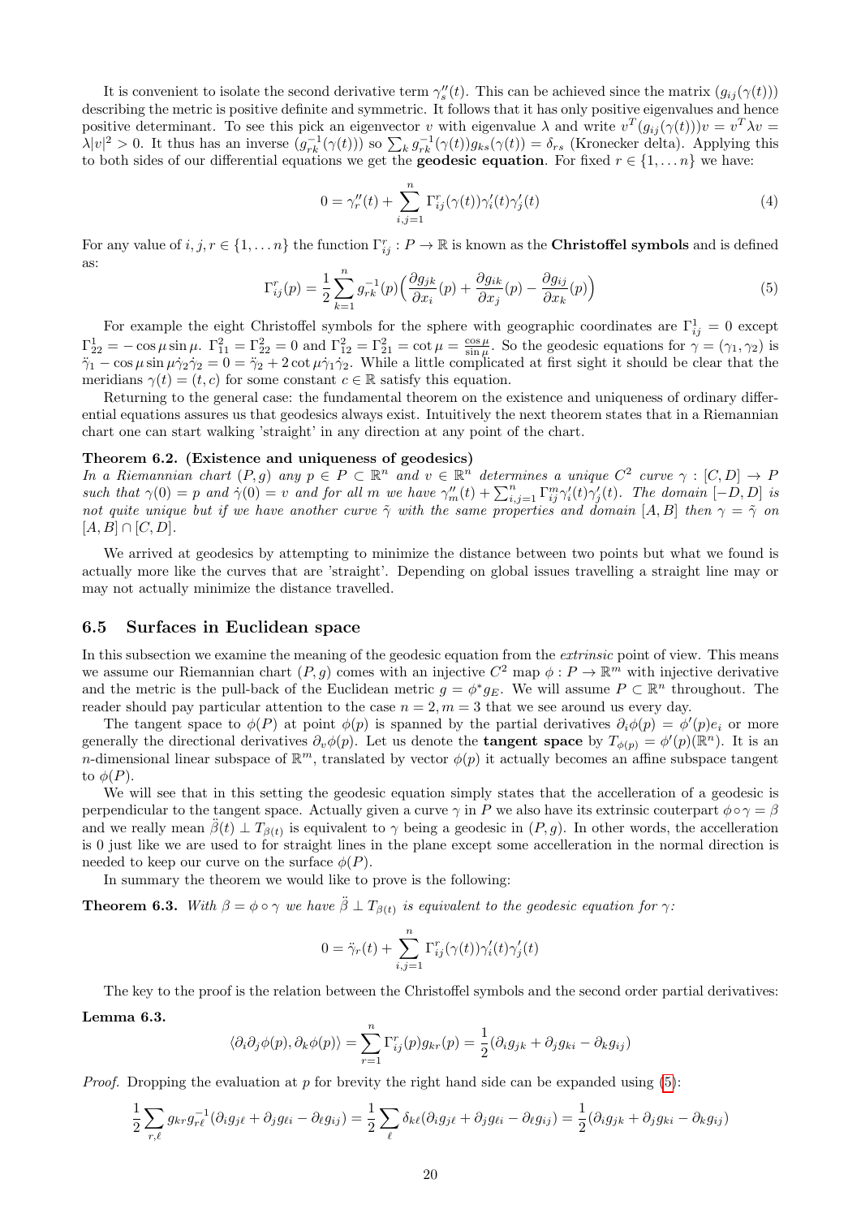It is convenient to isolate the second derivative term $\gamma_s''(t)$. This can be achieved since the matrix $(g_{ij}(\gamma(t)))$ describing the metric is positive definite and symmetric. It follows that it has only positive eigenvalues and hence positive determinant. To see this pick an eigenvector $v$ with eigenvalue $\lambda$ and write $v^T(g_{ij}(\gamma(t)))v = v^T\lambda v = \lambda|v|^2 > 0$. It thus has an inverse $(g^{-1}_{rk}(\gamma(t)))$ so $\sum_k g^{-1}_{rk}(\gamma(t))g_{ks}(\gamma(t)) = \delta_{rs}$ (Kronecker delta). Applying this to both sides of our differential equations we get the **geodesic equation**. For fixed $r \in \{1,\dots n\}$ we have:

$$0 = \gamma_r''(t) + \sum_{i,j=1}^{n} \Gamma^r_{ij}(\gamma(t))\gamma_i'(t)\gamma_j'(t) \tag{4}$$

For any value of $i,j,r \in \{1,\dots n\}$ the function $\Gamma^r_{ij} : P \to \mathbb{R}$ is known as the **Christoffel symbols** and is defined as:

$$\Gamma^r_{ij}(p) = \frac{1}{2}\sum_{k=1}^{n} g^{-1}_{rk}(p)\Big(\frac{\partial g_{jk}}{\partial x_i}(p) + \frac{\partial g_{ik}}{\partial x_j}(p) - \frac{\partial g_{ij}}{\partial x_k}(p)\Big) \tag{5}$$

For example the eight Christoffel symbols for the sphere with geographic coordinates are $\Gamma^1_{ij} = 0$ except $\Gamma^1_{22} = -\cos\mu\sin\mu$. $\Gamma^2_{11} = \Gamma^2_{22} = 0$ and $\Gamma^2_{12} = \Gamma^2_{21} = \cot\mu = \frac{\cos\mu}{\sin\mu}$. So the geodesic equations for $\gamma = (\gamma_1,\gamma_2)$ is $\ddot{\gamma}_1 - \cos\mu\sin\mu\dot{\gamma}_2\dot{\gamma}_2 = 0 = \ddot{\gamma}_2 + 2\cot\mu\dot{\gamma}_1\dot{\gamma}_2$. While a little complicated at first sight it should be clear that the meridians $\gamma(t) = (t,c)$ for some constant $c \in \mathbb{R}$ satisfy this equation.

Returning to the general case: the fundamental theorem on the existence and uniqueness of ordinary differential equations assures us that geodesics always exist. Intuitively the next theorem states that in a Riemannian chart one can start walking 'straight' in any direction at any point of the chart.

**Theorem 6.2. (Existence and uniqueness of geodesics)**
*In a Riemannian chart $(P,g)$ any $p \in P \subset \mathbb{R}^n$ and $v \in \mathbb{R}^n$ determines a unique $C^2$ curve $\gamma : [C,D] \to P$ such that $\gamma(0) = p$ and $\dot{\gamma}(0) = v$ and for all $m$ we have $\gamma_m''(t) + \sum_{i,j=1}^n \Gamma^m_{ij}\gamma_i'(t)\gamma_j'(t)$. The domain $[-D,D]$ is not quite unique but if we have another curve $\tilde{\gamma}$ with the same properties and domain $[A,B]$ then $\gamma = \tilde{\gamma}$ on $[A,B]\cap[C,D]$.*

We arrived at geodesics by attempting to minimize the distance between two points but what we found is actually more like the curves that are 'straight'. Depending on global issues travelling a straight line may or may not actually minimize the distance travelled.

## 6.5 Surfaces in Euclidean space

In this subsection we examine the meaning of the geodesic equation from the *extrinsic* point of view. This means we assume our Riemannian chart $(P,g)$ comes with an injective $C^2$ map $\phi : P \to \mathbb{R}^m$ with injective derivative and the metric is the pull-back of the Euclidean metric $g = \phi^* g_E$. We will assume $P \subset \mathbb{R}^n$ throughout. The reader should pay particular attention to the case $n = 2, m = 3$ that we see around us every day.

The tangent space to $\phi(P)$ at point $\phi(p)$ is spanned by the partial derivatives $\partial_i\phi(p) = \phi'(p)e_i$ or more generally the directional derivatives $\partial_v\phi(p)$. Let us denote the **tangent space** by $T_{\phi(p)} = \phi'(p)(\mathbb{R}^n)$. It is an $n$-dimensional linear subspace of $\mathbb{R}^m$, translated by vector $\phi(p)$ it actually becomes an affine subspace tangent to $\phi(P)$.

We will see that in this setting the geodesic equation simply states that the accelleration of a geodesic is perpendicular to the tangent space. Actually given a curve $\gamma$ in $P$ we also have its extrinsic couterpart $\phi\circ\gamma = \beta$ and we really mean $\ddot{\beta}(t) \perp T_{\beta(t)}$ is equivalent to $\gamma$ being a geodesic in $(P,g)$. In other words, the accelleration is 0 just like we are used to for straight lines in the plane except some accelleration in the normal direction is needed to keep our curve on the surface $\phi(P)$.

In summary the theorem we would like to prove is the following:

**Theorem 6.3.** *With $\beta = \phi\circ\gamma$ we have $\ddot{\beta} \perp T_{\beta(t)}$ is equivalent to the geodesic equation for $\gamma$:*

$$0 = \ddot{\gamma}_r(t) + \sum_{i,j=1}^{n} \Gamma^r_{ij}(\gamma(t))\gamma_i'(t)\gamma_j'(t)$$

The key to the proof is the relation between the Christoffel symbols and the second order partial derivatives:

**Lemma 6.3.**

$$\langle \partial_i\partial_j\phi(p), \partial_k\phi(p)\rangle = \sum_{r=1}^{n} \Gamma^r_{ij}(p)g_{kr}(p) = \frac{1}{2}(\partial_i g_{jk} + \partial_j g_{ki} - \partial_k g_{ij})$$

*Proof.* Dropping the evaluation at $p$ for brevity the right hand side can be expanded using (5):

$$\frac{1}{2}\sum_{r,\ell} g_{kr}g^{-1}_{r\ell}(\partial_i g_{j\ell} + \partial_j g_{\ell i} - \partial_\ell g_{ij}) = \frac{1}{2}\sum_{\ell}\delta_{k\ell}(\partial_i g_{j\ell} + \partial_j g_{\ell i} - \partial_\ell g_{ij}) = \frac{1}{2}(\partial_i g_{jk} + \partial_j g_{ki} - \partial_k g_{ij})$$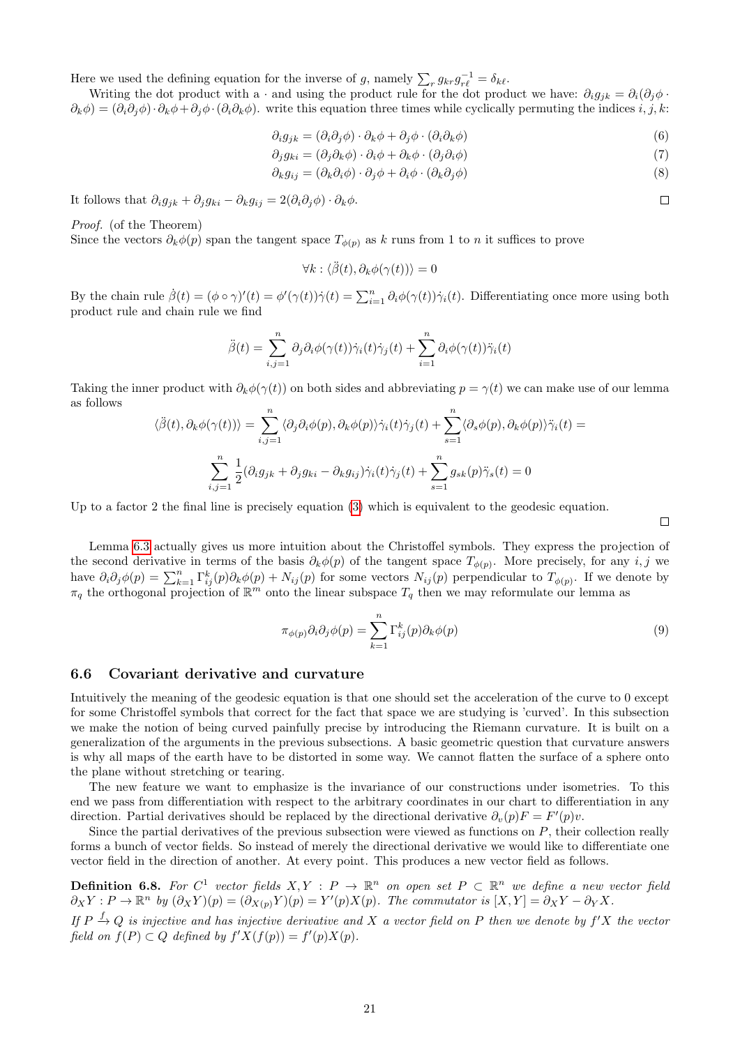Here we used the defining equation for the inverse of $g$, namely $\sum_r g_{kr} g^{-1}_{r\ell} = \delta_{k\ell}$.

Writing the dot product with a $\cdot$ and using the product rule for the dot product we have: $\partial_i g_{jk} = \partial_i(\partial_j \phi \cdot \partial_k \phi) = (\partial_i \partial_j \phi) \cdot \partial_k \phi + \partial_j \phi \cdot (\partial_i \partial_k \phi)$. write this equation three times while cyclically permuting the indices $i, j, k$:

$$\partial_i g_{jk} = (\partial_i \partial_j \phi) \cdot \partial_k \phi + \partial_j \phi \cdot (\partial_i \partial_k \phi) \tag{6}$$

$$\partial_j g_{ki} = (\partial_j \partial_k \phi) \cdot \partial_i \phi + \partial_k \phi \cdot (\partial_j \partial_i \phi) \tag{7}$$

$$\partial_k g_{ij} = (\partial_k \partial_i \phi) \cdot \partial_j \phi + \partial_i \phi \cdot (\partial_k \partial_j \phi) \tag{8}$$

It follows that $\partial_i g_{jk} + \partial_j g_{ki} - \partial_k g_{ij} = 2(\partial_i \partial_j \phi) \cdot \partial_k \phi$. □

*Proof.* (of the Theorem)
Since the vectors $\partial_k \phi(p)$ span the tangent space $T_{\phi(p)}$ as $k$ runs from 1 to $n$ it suffices to prove

$$\forall k : \langle \ddot{\beta}(t), \partial_k \phi(\gamma(t)) \rangle = 0$$

By the chain rule $\dot{\beta}(t) = (\phi \circ \gamma)'(t) = \phi'(\gamma(t))\dot{\gamma}(t) = \sum_{i=1}^n \partial_i \phi(\gamma(t))\dot{\gamma}_i(t)$. Differentiating once more using both product rule and chain rule we find

$$\ddot{\beta}(t) = \sum_{i,j=1}^n \partial_j \partial_i \phi(\gamma(t))\dot{\gamma}_i(t)\dot{\gamma}_j(t) + \sum_{i=1}^n \partial_i \phi(\gamma(t))\ddot{\gamma}_i(t)$$

Taking the inner product with $\partial_k \phi(\gamma(t))$ on both sides and abbreviating $p = \gamma(t)$ we can make use of our lemma as follows

$$\langle \ddot{\beta}(t), \partial_k \phi(\gamma(t)) \rangle = \sum_{i,j=1}^n \langle \partial_j \partial_i \phi(p), \partial_k \phi(p) \rangle \dot{\gamma}_i(t)\dot{\gamma}_j(t) + \sum_{s=1}^n \langle \partial_s \phi(p), \partial_k \phi(p) \rangle \ddot{\gamma}_i(t) =$$

$$\sum_{i,j=1}^n \frac{1}{2}(\partial_i g_{jk} + \partial_j g_{ki} - \partial_k g_{ij})\dot{\gamma}_i(t)\dot{\gamma}_j(t) + \sum_{s=1}^n g_{sk}(p)\ddot{\gamma}_s(t) = 0$$

Up to a factor 2 the final line is precisely equation (3) which is equivalent to the geodesic equation. □

Lemma 6.3 actually gives us more intuition about the Christoffel symbols. They express the projection of the second derivative in terms of the basis $\partial_k \phi(p)$ of the tangent space $T_{\phi(p)}$. More precisely, for any $i, j$ we have $\partial_i \partial_j \phi(p) = \sum_{k=1}^n \Gamma^k_{ij}(p)\partial_k \phi(p) + N_{ij}(p)$ for some vectors $N_{ij}(p)$ perpendicular to $T_{\phi(p)}$. If we denote by $\pi_q$ the orthogonal projection of $\mathbb{R}^m$ onto the linear subspace $T_q$ then we may reformulate our lemma as

$$\pi_{\phi(p)} \partial_i \partial_j \phi(p) = \sum_{k=1}^n \Gamma^k_{ij}(p)\partial_k \phi(p) \tag{9}$$

### 6.6 Covariant derivative and curvature

Intuitively the meaning of the geodesic equation is that one should set the acceleration of the curve to 0 except for some Christoffel symbols that correct for the fact that space we are studying is 'curved'. In this subsection we make the notion of being curved painfully precise by introducing the Riemann curvature. It is built on a generalization of the arguments in the previous subsections. A basic geometric question that curvature answers is why all maps of the earth have to be distorted in some way. We cannot flatten the surface of a sphere onto the plane without stretching or tearing.

The new feature we want to emphasize is the invariance of our constructions under isometries. To this end we pass from differentiation with respect to the arbitrary coordinates in our chart to differentiation in any direction. Partial derivatives should be replaced by the directional derivative $\partial_v(p)F = F'(p)v$.

Since the partial derivatives of the previous subsection were viewed as functions on $P$, their collection really forms a bunch of vector fields. So instead of merely the directional derivative we would like to differentiate one vector field in the direction of another. At every point. This produces a new vector field as follows.

**Definition 6.8.** *For $C^1$ vector fields $X, Y : P \to \mathbb{R}^n$ on open set $P \subset \mathbb{R}^n$ we define a new vector field $\partial_X Y : P \to \mathbb{R}^n$ by $(\partial_X Y)(p) = (\partial_{X(p)} Y)(p) = Y'(p)X(p)$. The commutator is $[X, Y] = \partial_X Y - \partial_Y X$.*

*If $P \xrightarrow{f} Q$ is injective and has injective derivative and $X$ a vector field on $P$ then we denote by $f'X$ the vector field on $f(P) \subset Q$ defined by $f'X(f(p)) = f'(p)X(p)$.*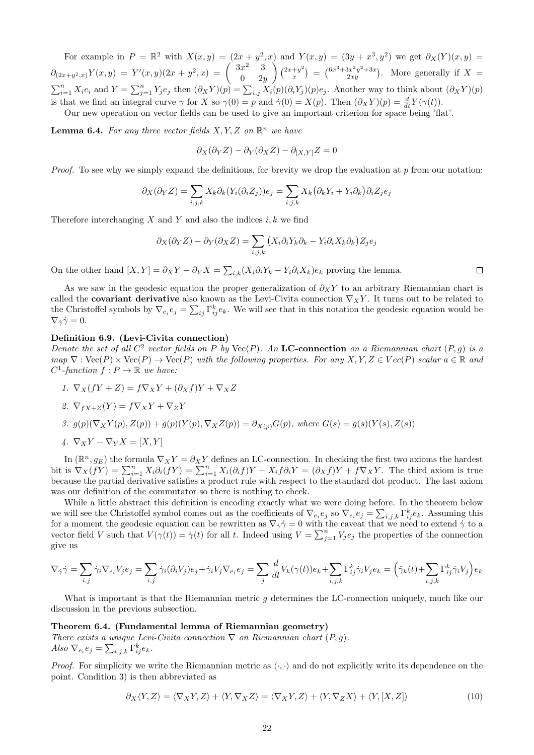For example in $P = \mathbb{R}^2$ with $X(x,y) = (2x+y^2, x)$ and $Y(x,y) = (3y+x^3, y^2)$ we get $\partial_X(Y)(x,y) = \partial_{(2x+y^2,x)}Y(x,y) = Y'(x,y)(2x+y^2,x) = \begin{pmatrix} 3x^2 & 3 \\ 0 & 2y \end{pmatrix}\binom{2x+y^2}{x} = \binom{6x^3+3x^2y^2+3x}{2xy}$. More generally if $X = \sum_{i=1}^n X_i e_i$ and $Y = \sum_{j=1}^n Y_j e_j$ then $(\partial_X Y)(p) = \sum_{i,j} X_i(p)(\partial_i Y_j)(p) e_j$. Another way to think about $(\partial_X Y)(p)$ is that we find an integral curve $\gamma$ for $X$ so $\gamma(0) = p$ and $\dot\gamma(0) = X(p)$. Then $(\partial_X Y)(p) = \frac{d}{dt}Y(\gamma(t))$.

Our new operation on vector fields can be used to give an important criterion for space being 'flat'.

**Lemma 6.4.** *For any three vector fields $X, Y, Z$ on $\mathbb{R}^n$ we have*

$$\partial_X(\partial_Y Z) - \partial_Y(\partial_X Z) - \partial_{[X,Y]}Z = 0$$

*Proof.* To see why we simply expand the definitions, for brevity we drop the evaluation at $p$ from our notation:

$$\partial_X(\partial_Y Z) = \sum_{i,j,k} X_k \partial_k(Y_i(\partial_i Z_j))e_j = \sum_{i,j,k} X_k\big(\partial_k Y_i + Y_i\partial_k\big)\partial_i Z_j e_j$$

Therefore interchanging $X$ and $Y$ and also the indices $i,k$ we find

$$\partial_X(\partial_Y Z) - \partial_Y(\partial_X Z) = \sum_{i,j,k}\big(X_i\partial_i Y_k\partial_k - Y_i\partial_i X_k\partial_k\big)Z_j e_j$$

On the other hand $[X,Y] = \partial_X Y - \partial_Y X = \sum_{i,k}(X_i\partial_i Y_k - Y_i\partial_i X_k)e_k$ proving the lemma. ☐

As we saw in the geodesic equation the proper generalization of $\partial_X Y$ to an arbitrary Riemannian chart is called the **covariant derivative** also known as the Levi-Civita connection $\nabla_X Y$. It turns out to be related to the Christoffel symbols by $\nabla_{e_i} e_j = \sum_{ij}\Gamma_{ij}^k e_k$. We will see that in this notation the geodesic equation would be $\nabla_{\dot\gamma}\dot\gamma = 0$.

**Definition 6.9. (Levi-Civita connection)**
*Denote the set of all $C^2$ vector fields on $P$ by $\mathrm{Vec}(P)$. An* **LC-connection** *on a Riemannian chart $(P,g)$ is a map $\nabla : \mathrm{Vec}(P)\times\mathrm{Vec}(P)\to\mathrm{Vec}(P)$ with the following properties. For any $X,Y,Z \in Vec(P)$ scalar $a\in\mathbb{R}$ and $C^1$-function $f : P\to\mathbb{R}$ we have:*

1. $\nabla_X(fY + Z) = f\nabla_X Y + (\partial_X f)Y + \nabla_X Z$
2. $\nabla_{fX+Z}(Y) = f\nabla_X Y + \nabla_Z Y$
3. $g(p)(\nabla_X Y(p), Z(p)) + g(p)(Y(p), \nabla_X Z(p)) = \partial_{X(p)}G(p)$*, where* $G(s) = g(s)(Y(s), Z(s))$
4. $\nabla_X Y - \nabla_Y X = [X,Y]$

In $(\mathbb{R}^n, g_E)$ the formula $\nabla_X Y = \partial_X Y$ defines an LC-connection. In checking the first two axioms the hardest bit is $\nabla_X(fY) = \sum_{i=1}^n X_i\partial_i(fY) = \sum_{i=1}^n X_i(\partial_i f)Y + X_i f\partial_i Y = (\partial_X f)Y + f\nabla_X Y$. The third axiom is true because the partial derivative satisfies a product rule with respect to the standard dot product. The last axiom was our definition of the commutator so there is nothing to check.

While a little abstract this definition is encoding exactly what we were doing before. In the theorem below we will see the Christoffel symbol comes out as the coefficients of $\nabla_{e_i} e_j$ so $\nabla_{e_i} e_j = \sum_{i,j,k}\Gamma_{ij}^k e_k$. Assuming this for a moment the geodesic equation can be rewritten as $\nabla_{\dot\gamma}\dot\gamma = 0$ with the caveat that we need to extend $\dot\gamma$ to a vector field $V$ such that $V(\gamma(t)) = \dot\gamma(t)$ for all $t$. Indeed using $V = \sum_{j=1}^n V_j e_j$ the properties of the connection give us

$$\nabla_{\dot\gamma}\dot\gamma = \sum_{i,j}\dot\gamma_i\nabla_{e_i}V_j e_j = \sum_{i,j}\dot\gamma_i(\partial_i V_j)e_j + \dot\gamma_i V_j\nabla_{e_i}e_j = \sum_j \frac{d}{dt}V_k(\gamma(t))e_k + \sum_{i,j,k}\Gamma_{ij}^k\dot\gamma_i V_j e_k = \Big(\ddot\gamma_k(t) + \sum_{i,j,k}\Gamma_{ij}^k\dot\gamma_i V_j\Big)e_k$$

What is important is that the Riemannian metric $g$ determines the LC-connection uniquely, much like our discussion in the previous subsection.

**Theorem 6.4. (Fundamental lemma of Riemannian geometry)**
*There exists a unique Levi-Civita connection $\nabla$ on Riemannian chart $(P,g)$.*
*Also $\nabla_{e_i} e_j = \sum_{i,j,k}\Gamma_{ij}^k e_k$.*

*Proof.* For simplicity we write the Riemannian metric as $\langle\cdot,\cdot\rangle$ and do not explicitly write its dependence on the point. Condition 3) is then abbreviated as

$$\partial_X\langle Y,Z\rangle = \langle\nabla_X Y, Z\rangle + \langle Y, \nabla_X Z\rangle = \langle\nabla_X Y, Z\rangle + \langle Y, \nabla_Z X\rangle + \langle Y, [X,Z]\rangle \tag{10}$$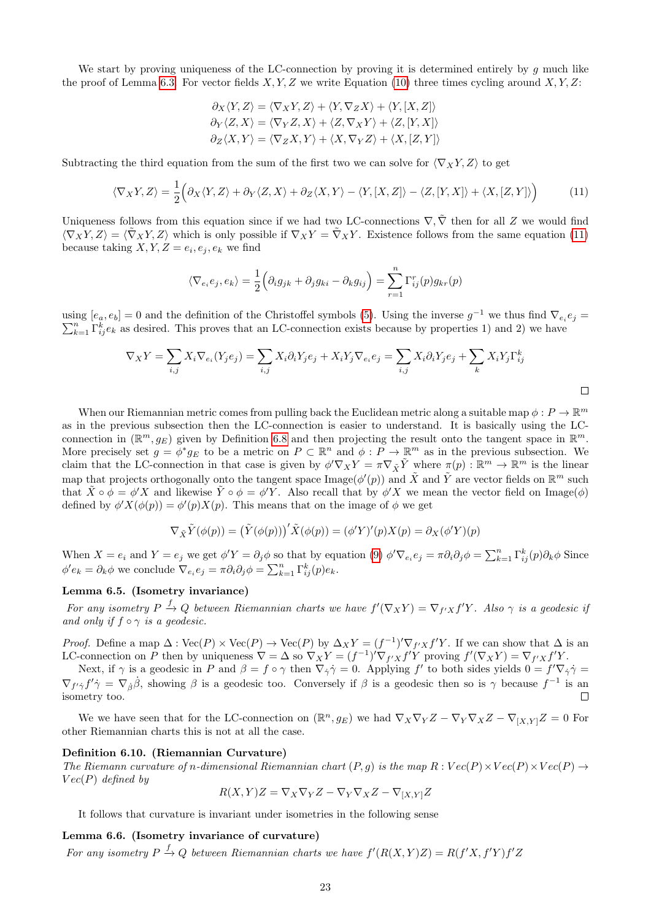We start by proving uniqueness of the LC-connection by proving it is determined entirely by $g$ much like the proof of Lemma 6.3. For vector fields $X, Y, Z$ we write Equation (10) three times cycling around $X, Y, Z$:

$$\partial_X\langle Y,Z\rangle = \langle \nabla_X Y, Z\rangle + \langle Y, \nabla_Z X\rangle + \langle Y, [X,Z]\rangle$$
$$\partial_Y\langle Z,X\rangle = \langle \nabla_Y Z, X\rangle + \langle Z, \nabla_X Y\rangle + \langle Z, [Y,X]\rangle$$
$$\partial_Z\langle X,Y\rangle = \langle \nabla_Z X, Y\rangle + \langle X, \nabla_Y Z\rangle + \langle X, [Z,Y]\rangle$$

Subtracting the third equation from the sum of the first two we can solve for $\langle \nabla_X Y, Z\rangle$ to get

$$\langle \nabla_X Y, Z\rangle = \frac{1}{2}\Big(\partial_X\langle Y,Z\rangle + \partial_Y\langle Z,X\rangle + \partial_Z\langle X,Y\rangle - \langle Y,[X,Z]\rangle - \langle Z,[Y,X]\rangle + \langle X,[Z,Y]\rangle\Big) \tag{11}$$

Uniqueness follows from this equation since if we had two LC-connections $\nabla, \tilde{\nabla}$ then for all $Z$ we would find $\langle \nabla_X Y, Z\rangle = \langle \tilde{\nabla}_X Y, Z\rangle$ which is only possible if $\nabla_X Y = \tilde{\nabla}_X Y$. Existence follows from the same equation (11) because taking $X, Y, Z = e_i, e_j, e_k$ we find

$$\langle \nabla_{e_i} e_j, e_k\rangle = \frac{1}{2}\Big(\partial_i g_{jk} + \partial_j g_{ki} - \partial_k g_{ij}\Big) = \sum_{r=1}^n \Gamma_{ij}^r(p) g_{kr}(p)$$

using $[e_a, e_b] = 0$ and the definition of the Christoffel symbols (5). Using the inverse $g^{-1}$ we thus find $\nabla_{e_i} e_j = \sum_{k=1}^n \Gamma_{ij}^k e_k$ as desired. This proves that an LC-connection exists because by properties 1) and 2) we have

$$\nabla_X Y = \sum_{i,j} X_i \nabla_{e_i}(Y_j e_j) = \sum_{i,j} X_i \partial_i Y_j e_j + X_i Y_j \nabla_{e_i} e_j = \sum_{i,j} X_i \partial_i Y_j e_j + \sum_k X_i Y_j \Gamma_{ij}^k$$

$\square$

When our Riemannian metric comes from pulling back the Euclidean metric along a suitable map $\phi : P \to \mathbb{R}^m$ as in the previous subsection then the LC-connection is easier to understand. It is basically using the LC-connection in $(\mathbb{R}^m, g_E)$ given by Definition 6.8 and then projecting the result onto the tangent space in $\mathbb{R}^m$. More precisely set $g = \phi^* g_E$ to be a metric on $P \subset \mathbb{R}^n$ and $\phi : P \to \mathbb{R}^m$ as in the previous subsection. We claim that the LC-connection in that case is given by $\phi' \nabla_X Y = \pi \nabla_{\tilde{X}} \tilde{Y}$ where $\pi(p) : \mathbb{R}^m \to \mathbb{R}^m$ is the linear map that projects orthogonally onto the tangent space $\text{Image}(\phi'(p))$ and $\tilde{X}$ and $\tilde{Y}$ are vector fields on $\mathbb{R}^m$ such that $\tilde{X} \circ \phi = \phi' X$ and likewise $\tilde{Y} \circ \phi = \phi' Y$. Also recall that by $\phi' X$ we mean the vector field on $\text{Image}(\phi)$ defined by $\phi' X(\phi(p)) = \phi'(p) X(p)$. This means that on the image of $\phi$ we get

$$\nabla_{\tilde{X}} \tilde{Y}(\phi(p)) = \big(\tilde{Y}(\phi(p))\big)' \tilde{X}(\phi(p)) = (\phi' Y)'(p) X(p) = \partial_X(\phi' Y)(p)$$

When $X = e_i$ and $Y = e_j$ we get $\phi' Y = \partial_j \phi$ so that by equation (9) $\phi' \nabla_{e_i} e_j = \pi \partial_i \partial_j \phi = \sum_{k=1}^n \Gamma_{ij}^k(p) \partial_k \phi$ Since $\phi' e_k = \partial_k \phi$ we conclude $\nabla_{e_i} e_j = \pi \partial_i \partial_j \phi = \sum_{k=1}^n \Gamma_{ij}^k(p) e_k$.

**Lemma 6.5. (Isometry invariance)**

*For any isometry $P \xrightarrow{f} Q$ between Riemannian charts we have $f'(\nabla_X Y) = \nabla_{f'X} f'Y$. Also $\gamma$ is a geodesic if and only if $f \circ \gamma$ is a geodesic.*

*Proof.* Define a map $\Delta : \text{Vec}(P) \times \text{Vec}(P) \to \text{Vec}(P)$ by $\Delta_X Y = (f^{-1})' \nabla_{f'X} f'Y$. If we can show that $\Delta$ is an LC-connection on $P$ then by uniqueness $\nabla = \Delta$ so $\nabla_X Y = (f^{-1})' \nabla_{f'X} f'Y$ proving $f'(\nabla_X Y) = \nabla_{f'X} f'Y$.

Next, if $\gamma$ is a geodesic in $P$ and $\beta = f \circ \gamma$ then $\nabla_{\dot{\gamma}} \dot{\gamma} = 0$. Applying $f'$ to both sides yields $0 = f' \nabla_{\dot{\gamma}} \dot{\gamma} = \nabla_{f'\dot{\gamma}} f' \dot{\gamma} = \nabla_{\dot{\beta}} \dot{\beta}$, showing $\beta$ is a geodesic too. Conversely if $\beta$ is a geodesic then so is $\gamma$ because $f^{-1}$ is an isometry too. $\square$

We we have seen that for the LC-connection on $(\mathbb{R}^n, g_E)$ we had $\nabla_X \nabla_Y Z - \nabla_Y \nabla_X Z - \nabla_{[X,Y]} Z = 0$ For other Riemannian charts this is not at all the case.

**Definition 6.10. (Riemannian Curvature)**

*The Riemann curvature of $n$-dimensional Riemannian chart $(P, g)$ is the map $R : Vec(P) \times Vec(P) \times Vec(P) \to Vec(P)$ defined by*

$$R(X,Y)Z = \nabla_X \nabla_Y Z - \nabla_Y \nabla_X Z - \nabla_{[X,Y]} Z$$

It follows that curvature is invariant under isometries in the following sense

**Lemma 6.6. (Isometry invariance of curvature)**

*For any isometry $P \xrightarrow{f} Q$ between Riemannian charts we have $f'(R(X,Y)Z) = R(f'X, f'Y)f'Z$*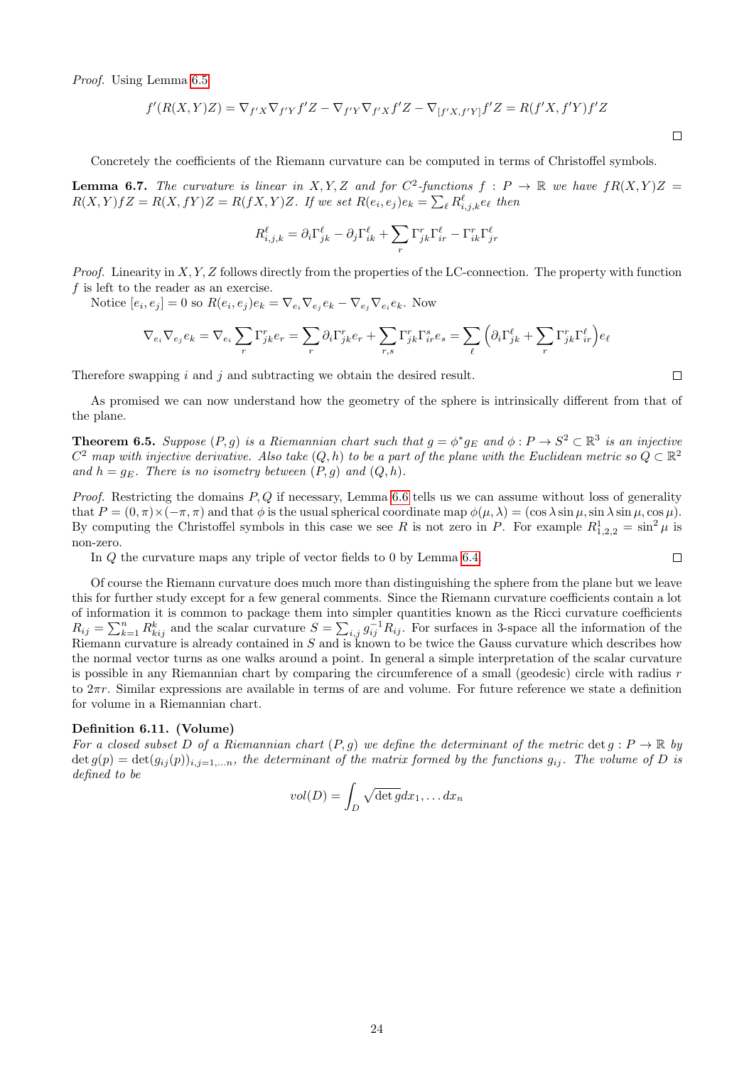*Proof.* Using Lemma 6.5

$$f'(R(X,Y)Z) = \nabla_{f'X}\nabla_{f'Y}f'Z - \nabla_{f'Y}\nabla_{f'X}f'Z - \nabla_{[f'X,f'Y]}f'Z = R(f'X,f'Y)f'Z$$

□

Concretely the coefficients of the Riemann curvature can be computed in terms of Christoffel symbols.

**Lemma 6.7.** *The curvature is linear in $X, Y, Z$ and for $C^2$-functions $f : P \to \mathbb{R}$ we have $fR(X,Y)Z = R(X,Y)fZ = R(X,fY)Z = R(fX,Y)Z$. If we set $R(e_i,e_j)e_k = \sum_\ell R^\ell_{i,j,k}e_\ell$ then*

$$R^\ell_{i,j,k} = \partial_i\Gamma^\ell_{jk} - \partial_j\Gamma^\ell_{ik} + \sum_r \Gamma^r_{jk}\Gamma^\ell_{ir} - \Gamma^r_{ik}\Gamma^\ell_{jr}$$

*Proof.* Linearity in $X, Y, Z$ follows directly from the properties of the LC-connection. The property with function $f$ is left to the reader as an exercise.

Notice $[e_i,e_j] = 0$ so $R(e_i,e_j)e_k = \nabla_{e_i}\nabla_{e_j}e_k - \nabla_{e_j}\nabla_{e_i}e_k$. Now

$$\nabla_{e_i}\nabla_{e_j}e_k = \nabla_{e_i}\sum_r \Gamma^r_{jk}e_r = \sum_r \partial_i\Gamma^r_{jk}e_r + \sum_{r,s}\Gamma^r_{jk}\Gamma^s_{ir}e_s = \sum_\ell \Big(\partial_i\Gamma^\ell_{jk} + \sum_r \Gamma^r_{jk}\Gamma^\ell_{ir}\Big)e_\ell$$

Therefore swapping $i$ and $j$ and subtracting we obtain the desired result. □

As promised we can now understand how the geometry of the sphere is intrinsically different from that of the plane.

**Theorem 6.5.** *Suppose $(P,g)$ is a Riemannian chart such that $g = \phi^* g_E$ and $\phi : P \to S^2 \subset \mathbb{R}^3$ is an injective $C^2$ map with injective derivative. Also take $(Q,h)$ to be a part of the plane with the Euclidean metric so $Q \subset \mathbb{R}^2$ and $h = g_E$. There is no isometry between $(P,g)$ and $(Q,h)$.*

*Proof.* Restricting the domains $P, Q$ if necessary, Lemma 6.6 tells us we can assume without loss of generality that $P = (0,\pi)\times(-\pi,\pi)$ and that $\phi$ is the usual spherical coordinate map $\phi(\mu,\lambda) = (\cos\lambda\sin\mu, \sin\lambda\sin\mu, \cos\mu)$. By computing the Christoffel symbols in this case we see $R$ is not zero in $P$. For example $R^1_{1,2,2} = \sin^2\mu$ is non-zero.

In $Q$ the curvature maps any triple of vector fields to 0 by Lemma 6.4. □

Of course the Riemann curvature does much more than distinguishing the sphere from the plane but we leave this for further study except for a few general comments. Since the Riemann curvature coefficients contain a lot of information it is common to package them into simpler quantities known as the Ricci curvature coefficients $R_{ij} = \sum_{k=1}^n R^k_{kij}$ and the scalar curvature $S = \sum_{i,j} g^{-1}_{ij}R_{ij}$. For surfaces in 3-space all the information of the Riemann curvature is already contained in $S$ and is known to be twice the Gauss curvature which describes how the normal vector turns as one walks around a point. In general a simple interpretation of the scalar curvature is possible in any Riemannian chart by comparing the circumference of a small (geodesic) circle with radius $r$ to $2\pi r$. Similar expressions are available in terms of are and volume. For future reference we state a definition for volume in a Riemannian chart.

**Definition 6.11. (Volume)**
*For a closed subset $D$ of a Riemannian chart $(P,g)$ we define the determinant of the metric $\det g : P \to \mathbb{R}$ by $\det g(p) = \det(g_{ij}(p))_{i,j=1,\dots n}$, the determinant of the matrix formed by the functions $g_{ij}$. The volume of $D$ is defined to be*

$$vol(D) = \int_D \sqrt{\det g}\, dx_1, \dots dx_n$$